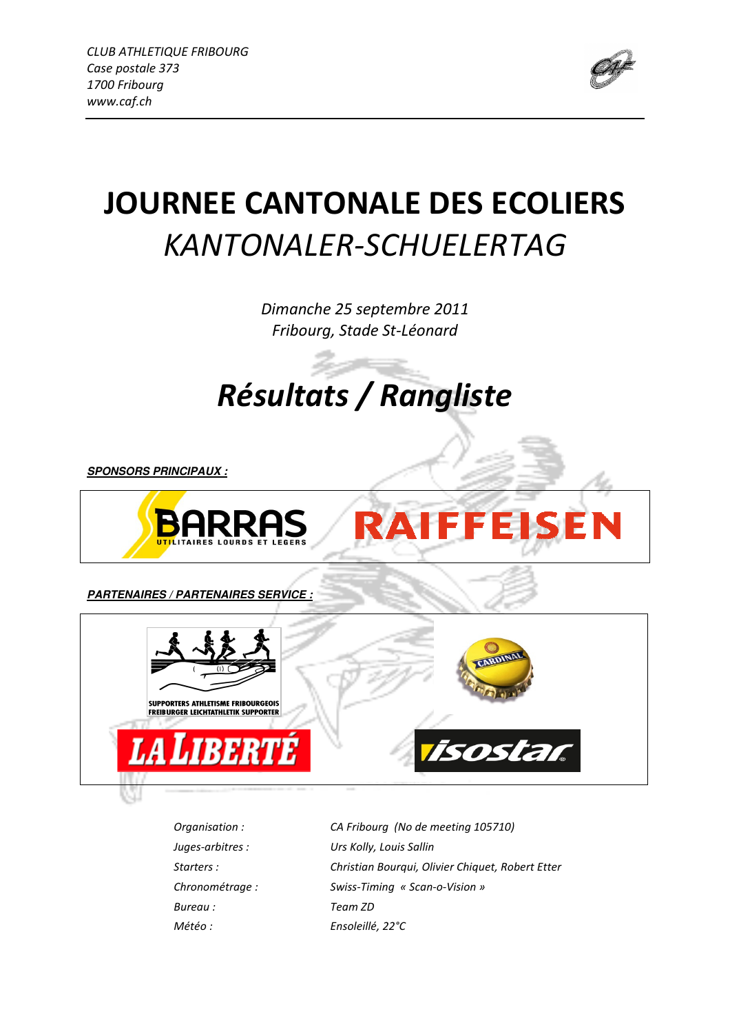*CLUB ATHLETIQUE FRIBOURG*
*Case postale 373*
*1700 Fribourg*
*www.caf.ch*

# JOURNEE CANTONALE DES ECOLIERS
# *KANTONALER-SCHUELERTAG*

*Dimanche 25 septembre 2011*
*Fribourg, Stade St-Léonard*

# *Résultats / Rangliste*

***SPONSORS PRINCIPAUX :***

BARRAS UTILITAIRES LOURDS ET LEGERS
RAIFFEISEN

***PARTENAIRES / PARTENAIRES SERVICE :***

SUPPORTERS ATHLETISME FRIBOURGEOIS
FREIBURGER LEICHTATHLETIK SUPPORTER
CARDINAL
LA LIBERTÉ
isostar

| | |
|---|---|
| *Organisation :* | *CA Fribourg (No de meeting 105710)* |
| *Juges-arbitres :* | *Urs Kolly, Louis Sallin* |
| *Starters :* | *Christian Bourqui, Olivier Chiquet, Robert Etter* |
| *Chronométrage :* | *Swiss-Timing « Scan-o-Vision »* |
| *Bureau :* | *Team ZD* |
| *Météo :* | *Ensoleillé, 22°C* |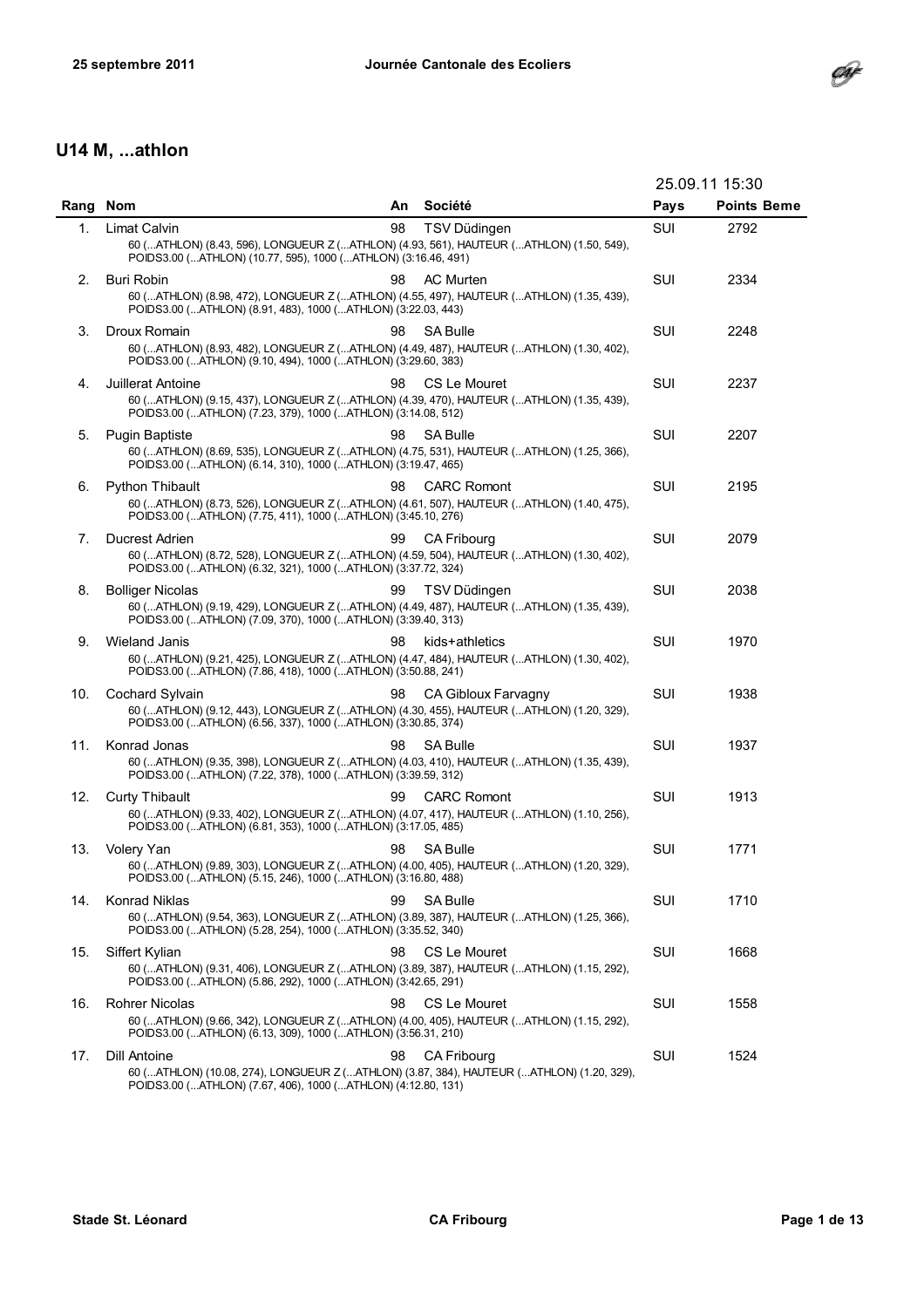## U14 M, ...athlon

25.09.11 15:30

| Rang | Nom | An | Société | Pays | Points Beme |
|---|---|---|---|---|---|
| 1. | Limat Calvin<br>60 (...ATHLON) (8.43, 596), LONGUEUR Z (...ATHLON) (4.93, 561), HAUTEUR (...ATHLON) (1.50, 549), POIDS3.00 (...ATHLON) (10.77, 595), 1000 (...ATHLON) (3:16.46, 491) | 98 | TSV Düdingen | SUI | 2792 |
| 2. | Buri Robin<br>60 (...ATHLON) (8.98, 472), LONGUEUR Z (...ATHLON) (4.55, 497), HAUTEUR (...ATHLON) (1.35, 439), POIDS3.00 (...ATHLON) (8.91, 483), 1000 (...ATHLON) (3:22.03, 443) | 98 | AC Murten | SUI | 2334 |
| 3. | Droux Romain<br>60 (...ATHLON) (8.93, 482), LONGUEUR Z (...ATHLON) (4.49, 487), HAUTEUR (...ATHLON) (1.30, 402), POIDS3.00 (...ATHLON) (9.10, 494), 1000 (...ATHLON) (3:29.60, 383) | 98 | SA Bulle | SUI | 2248 |
| 4. | Juillerat Antoine<br>60 (...ATHLON) (9.15, 437), LONGUEUR Z (...ATHLON) (4.39, 470), HAUTEUR (...ATHLON) (1.35, 439), POIDS3.00 (...ATHLON) (7.23, 379), 1000 (...ATHLON) (3:14.08, 512) | 98 | CS Le Mouret | SUI | 2237 |
| 5. | Pugin Baptiste<br>60 (...ATHLON) (8.69, 535), LONGUEUR Z (...ATHLON) (4.75, 531), HAUTEUR (...ATHLON) (1.25, 366), POIDS3.00 (...ATHLON) (6.14, 310), 1000 (...ATHLON) (3:19.47, 465) | 98 | SA Bulle | SUI | 2207 |
| 6. | Python Thibault<br>60 (...ATHLON) (8.73, 526), LONGUEUR Z (...ATHLON) (4.61, 507), HAUTEUR (...ATHLON) (1.40, 475), POIDS3.00 (...ATHLON) (7.75, 411), 1000 (...ATHLON) (3:45.10, 276) | 98 | CARC Romont | SUI | 2195 |
| 7. | Ducrest Adrien<br>60 (...ATHLON) (8.72, 528), LONGUEUR Z (...ATHLON) (4.59, 504), HAUTEUR (...ATHLON) (1.30, 402), POIDS3.00 (...ATHLON) (6.32, 321), 1000 (...ATHLON) (3:37.72, 324) | 99 | CA Fribourg | SUI | 2079 |
| 8. | Bolliger Nicolas<br>60 (...ATHLON) (9.19, 429), LONGUEUR Z (...ATHLON) (4.49, 487), HAUTEUR (...ATHLON) (1.35, 439), POIDS3.00 (...ATHLON) (7.09, 370), 1000 (...ATHLON) (3:39.40, 313) | 99 | TSV Düdingen | SUI | 2038 |
| 9. | Wieland Janis<br>60 (...ATHLON) (9.21, 425), LONGUEUR Z (...ATHLON) (4.47, 484), HAUTEUR (...ATHLON) (1.30, 402), POIDS3.00 (...ATHLON) (7.86, 418), 1000 (...ATHLON) (3:50.88, 241) | 98 | kids+athletics | SUI | 1970 |
| 10. | Cochard Sylvain<br>60 (...ATHLON) (9.12, 443), LONGUEUR Z (...ATHLON) (4.30, 455), HAUTEUR (...ATHLON) (1.20, 329), POIDS3.00 (...ATHLON) (6.56, 337), 1000 (...ATHLON) (3:30.85, 374) | 98 | CA Gibloux Farvagny | SUI | 1938 |
| 11. | Konrad Jonas<br>60 (...ATHLON) (9.35, 398), LONGUEUR Z (...ATHLON) (4.03, 410), HAUTEUR (...ATHLON) (1.35, 439), POIDS3.00 (...ATHLON) (7.22, 378), 1000 (...ATHLON) (3:39.59, 312) | 98 | SA Bulle | SUI | 1937 |
| 12. | Curty Thibault<br>60 (...ATHLON) (9.33, 402), LONGUEUR Z (...ATHLON) (4.07, 417), HAUTEUR (...ATHLON) (1.10, 256), POIDS3.00 (...ATHLON) (6.81, 353), 1000 (...ATHLON) (3:17.05, 485) | 99 | CARC Romont | SUI | 1913 |
| 13. | Volery Yan<br>60 (...ATHLON) (9.89, 303), LONGUEUR Z (...ATHLON) (4.00, 405), HAUTEUR (...ATHLON) (1.20, 329), POIDS3.00 (...ATHLON) (5.15, 246), 1000 (...ATHLON) (3:16.80, 488) | 98 | SA Bulle | SUI | 1771 |
| 14. | Konrad Niklas<br>60 (...ATHLON) (9.54, 363), LONGUEUR Z (...ATHLON) (3.89, 387), HAUTEUR (...ATHLON) (1.25, 366), POIDS3.00 (...ATHLON) (5.28, 254), 1000 (...ATHLON) (3:35.52, 340) | 99 | SA Bulle | SUI | 1710 |
| 15. | Siffert Kylian<br>60 (...ATHLON) (9.31, 406), LONGUEUR Z (...ATHLON) (3.89, 387), HAUTEUR (...ATHLON) (1.15, 292), POIDS3.00 (...ATHLON) (5.86, 292), 1000 (...ATHLON) (3:42.65, 291) | 98 | CS Le Mouret | SUI | 1668 |
| 16. | Rohrer Nicolas<br>60 (...ATHLON) (9.66, 342), LONGUEUR Z (...ATHLON) (4.00, 405), HAUTEUR (...ATHLON) (1.15, 292), POIDS3.00 (...ATHLON) (6.13, 309), 1000 (...ATHLON) (3:56.31, 210) | 98 | CS Le Mouret | SUI | 1558 |
| 17. | Dill Antoine<br>60 (...ATHLON) (10.08, 274), LONGUEUR Z (...ATHLON) (3.87, 384), HAUTEUR (...ATHLON) (1.20, 329), POIDS3.00 (...ATHLON) (7.67, 406), 1000 (...ATHLON) (4:12.80, 131) | 98 | CA Fribourg | SUI | 1524 |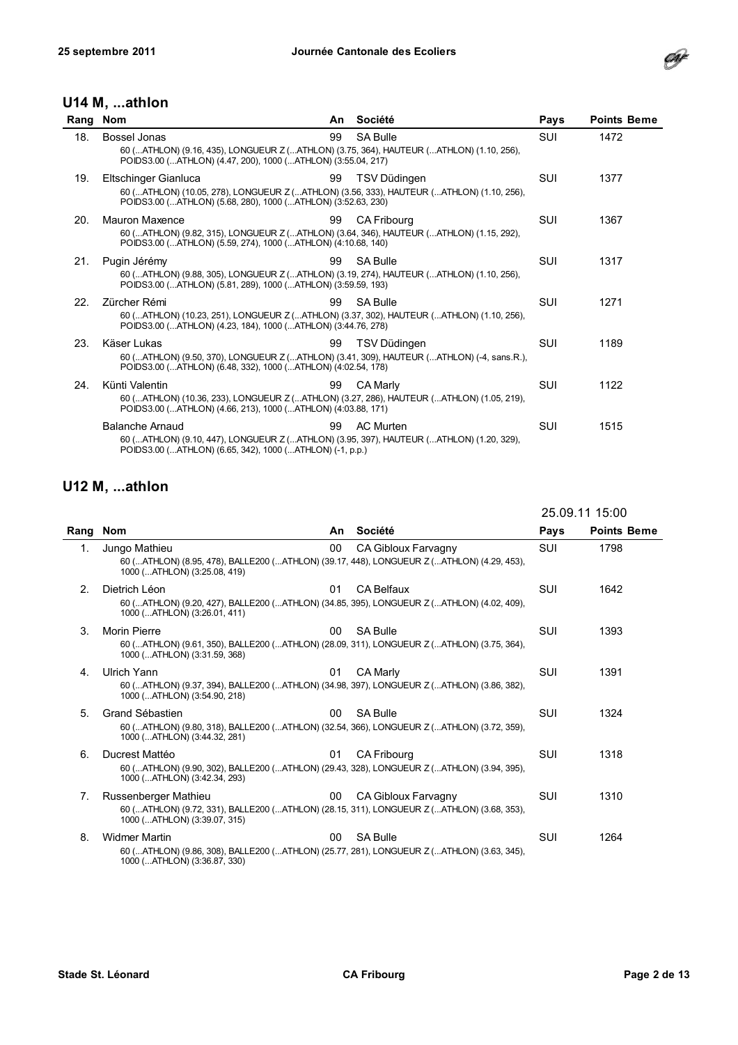## U14 M, ...athlon

| Rang | Nom | An | Société | Pays | Points Beme |
|---|---|---|---|---|---|
| 18. | Bossel Jonas<br>60 (...ATHLON) (9.16, 435), LONGUEUR Z (...ATHLON) (3.75, 364), HAUTEUR (...ATHLON) (1.10, 256), POIDS3.00 (...ATHLON) (4.47, 200), 1000 (...ATHLON) (3:55.04, 217) | 99 | SA Bulle | SUI | 1472 |
| 19. | Eltschinger Gianluca<br>60 (...ATHLON) (10.05, 278), LONGUEUR Z (...ATHLON) (3.56, 333), HAUTEUR (...ATHLON) (1.10, 256), POIDS3.00 (...ATHLON) (5.68, 280), 1000 (...ATHLON) (3:52.63, 230) | 99 | TSV Düdingen | SUI | 1377 |
| 20. | Mauron Maxence<br>60 (...ATHLON) (9.82, 315), LONGUEUR Z (...ATHLON) (3.64, 346), HAUTEUR (...ATHLON) (1.15, 292), POIDS3.00 (...ATHLON) (5.59, 274), 1000 (...ATHLON) (4:10.68, 140) | 99 | CA Fribourg | SUI | 1367 |
| 21. | Pugin Jérémy<br>60 (...ATHLON) (9.88, 305), LONGUEUR Z (...ATHLON) (3.19, 274), HAUTEUR (...ATHLON) (1.10, 256), POIDS3.00 (...ATHLON) (5.81, 289), 1000 (...ATHLON) (3:59.59, 193) | 99 | SA Bulle | SUI | 1317 |
| 22. | Zürcher Rémi<br>60 (...ATHLON) (10.23, 251), LONGUEUR Z (...ATHLON) (3.37, 302), HAUTEUR (...ATHLON) (1.10, 256), POIDS3.00 (...ATHLON) (4.23, 184), 1000 (...ATHLON) (3:44.76, 278) | 99 | SA Bulle | SUI | 1271 |
| 23. | Käser Lukas<br>60 (...ATHLON) (9.50, 370), LONGUEUR Z (...ATHLON) (3.41, 309), HAUTEUR (...ATHLON) (-4, sans.R.), POIDS3.00 (...ATHLON) (6.48, 332), 1000 (...ATHLON) (4:02.54, 178) | 99 | TSV Düdingen | SUI | 1189 |
| 24. | Künti Valentin<br>60 (...ATHLON) (10.36, 233), LONGUEUR Z (...ATHLON) (3.27, 286), HAUTEUR (...ATHLON) (1.05, 219), POIDS3.00 (...ATHLON) (4.66, 213), 1000 (...ATHLON) (4:03.88, 171) | 99 | CA Marly | SUI | 1122 |
| | Balanche Arnaud<br>60 (...ATHLON) (9.10, 447), LONGUEUR Z (...ATHLON) (3.95, 397), HAUTEUR (...ATHLON) (1.20, 329), POIDS3.00 (...ATHLON) (6.65, 342), 1000 (...ATHLON) (-1, p.p.) | 99 | AC Murten | SUI | 1515 |

## U12 M, ...athlon

25.09.11 15:00

| Rang | Nom | An | Société | Pays | Points Beme |
|---|---|---|---|---|---|
| 1. | Jungo Mathieu<br>60 (...ATHLON) (8.95, 478), BALLE200 (...ATHLON) (39.17, 448), LONGUEUR Z (...ATHLON) (4.29, 453), 1000 (...ATHLON) (3:25.08, 419) | 00 | CA Gibloux Farvagny | SUI | 1798 |
| 2. | Dietrich Léon<br>60 (...ATHLON) (9.20, 427), BALLE200 (...ATHLON) (34.85, 395), LONGUEUR Z (...ATHLON) (4.02, 409), 1000 (...ATHLON) (3:26.01, 411) | 01 | CA Belfaux | SUI | 1642 |
| 3. | Morin Pierre<br>60 (...ATHLON) (9.61, 350), BALLE200 (...ATHLON) (28.09, 311), LONGUEUR Z (...ATHLON) (3.75, 364), 1000 (...ATHLON) (3:31.59, 368) | 00 | SA Bulle | SUI | 1393 |
| 4. | Ulrich Yann<br>60 (...ATHLON) (9.37, 394), BALLE200 (...ATHLON) (34.98, 397), LONGUEUR Z (...ATHLON) (3.86, 382), 1000 (...ATHLON) (3:54.90, 218) | 01 | CA Marly | SUI | 1391 |
| 5. | Grand Sébastien<br>60 (...ATHLON) (9.80, 318), BALLE200 (...ATHLON) (32.54, 366), LONGUEUR Z (...ATHLON) (3.72, 359), 1000 (...ATHLON) (3:44.32, 281) | 00 | SA Bulle | SUI | 1324 |
| 6. | Ducrest Mattéo<br>60 (...ATHLON) (9.90, 302), BALLE200 (...ATHLON) (29.43, 328), LONGUEUR Z (...ATHLON) (3.94, 395), 1000 (...ATHLON) (3:42.34, 293) | 01 | CA Fribourg | SUI | 1318 |
| 7. | Russenberger Mathieu<br>60 (...ATHLON) (9.72, 331), BALLE200 (...ATHLON) (28.15, 311), LONGUEUR Z (...ATHLON) (3.68, 353), 1000 (...ATHLON) (3:39.07, 315) | 00 | CA Gibloux Farvagny | SUI | 1310 |
| 8. | Widmer Martin<br>60 (...ATHLON) (9.86, 308), BALLE200 (...ATHLON) (25.77, 281), LONGUEUR Z (...ATHLON) (3.63, 345), 1000 (...ATHLON) (3:36.87, 330) | 00 | SA Bulle | SUI | 1264 |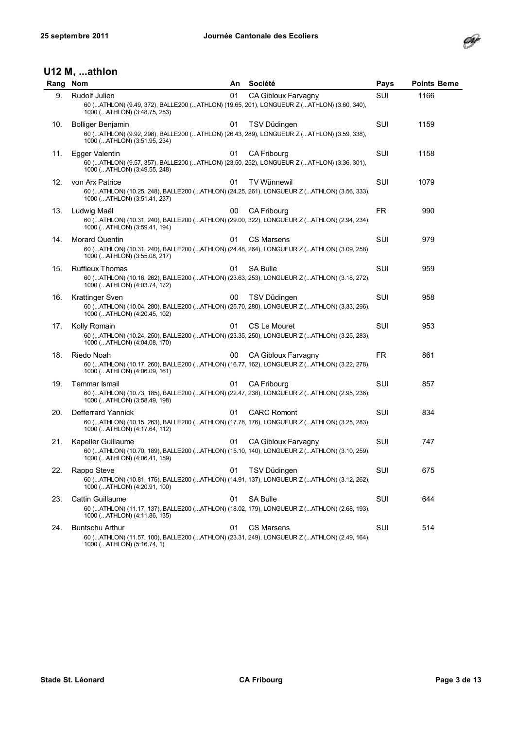## U12 M, ...athlon

| Rang | Nom | An | Société | Pays | Points Beme |
|---|---|---|---|---|---|
| 9. | Rudolf Julien<br>60 (...ATHLON) (9.49, 372), BALLE200 (...ATHLON) (19.65, 201), LONGUEUR Z (...ATHLON) (3.60, 340), 1000 (...ATHLON) (3:48.75, 253) | 01 | CA Gibloux Farvagny | SUI | 1166 |
| 10. | Bolliger Benjamin<br>60 (...ATHLON) (9.92, 298), BALLE200 (...ATHLON) (26.43, 289), LONGUEUR Z (...ATHLON) (3.59, 338), 1000 (...ATHLON) (3:51.95, 234) | 01 | TSV Düdingen | SUI | 1159 |
| 11. | Egger Valentin<br>60 (...ATHLON) (9.57, 357), BALLE200 (...ATHLON) (23.50, 252), LONGUEUR Z (...ATHLON) (3.36, 301), 1000 (...ATHLON) (3:49.55, 248) | 01 | CA Fribourg | SUI | 1158 |
| 12. | von Arx Patrice<br>60 (...ATHLON) (10.25, 248), BALLE200 (...ATHLON) (24.25, 261), LONGUEUR Z (...ATHLON) (3.56, 333), 1000 (...ATHLON) (3:51.41, 237) | 01 | TV Wünnewil | SUI | 1079 |
| 13. | Ludwig Maël<br>60 (...ATHLON) (10.31, 240), BALLE200 (...ATHLON) (29.00, 322), LONGUEUR Z (...ATHLON) (2.94, 234), 1000 (...ATHLON) (3:59.41, 194) | 00 | CA Fribourg | FR | 990 |
| 14. | Morard Quentin<br>60 (...ATHLON) (10.31, 240), BALLE200 (...ATHLON) (24.48, 264), LONGUEUR Z (...ATHLON) (3.09, 258), 1000 (...ATHLON) (3:55.08, 217) | 01 | CS Marsens | SUI | 979 |
| 15. | Ruffieux Thomas<br>60 (...ATHLON) (10.16, 262), BALLE200 (...ATHLON) (23.63, 253), LONGUEUR Z (...ATHLON) (3.18, 272), 1000 (...ATHLON) (4:03.74, 172) | 01 | SA Bulle | SUI | 959 |
| 16. | Krattinger Sven<br>60 (...ATHLON) (10.04, 280), BALLE200 (...ATHLON) (25.70, 280), LONGUEUR Z (...ATHLON) (3.33, 296), 1000 (...ATHLON) (4:20.45, 102) | 00 | TSV Düdingen | SUI | 958 |
| 17. | Kolly Romain<br>60 (...ATHLON) (10.24, 250), BALLE200 (...ATHLON) (23.35, 250), LONGUEUR Z (...ATHLON) (3.25, 283), 1000 (...ATHLON) (4:04.08, 170) | 01 | CS Le Mouret | SUI | 953 |
| 18. | Riedo Noah<br>60 (...ATHLON) (10.17, 260), BALLE200 (...ATHLON) (16.77, 162), LONGUEUR Z (...ATHLON) (3.22, 278), 1000 (...ATHLON) (4:06.09, 161) | 00 | CA Gibloux Farvagny | FR | 861 |
| 19. | Temmar Ismail<br>60 (...ATHLON) (10.73, 185), BALLE200 (...ATHLON) (22.47, 238), LONGUEUR Z (...ATHLON) (2.95, 236), 1000 (...ATHLON) (3:58.49, 198) | 01 | CA Fribourg | SUI | 857 |
| 20. | Defferrard Yannick<br>60 (...ATHLON) (10.15, 263), BALLE200 (...ATHLON) (17.78, 176), LONGUEUR Z (...ATHLON) (3.25, 283), 1000 (...ATHLON) (4:17.64, 112) | 01 | CARC Romont | SUI | 834 |
| 21. | Kapeller Guillaume<br>60 (...ATHLON) (10.70, 189), BALLE200 (...ATHLON) (15.10, 140), LONGUEUR Z (...ATHLON) (3.10, 259), 1000 (...ATHLON) (4:06.41, 159) | 01 | CA Gibloux Farvagny | SUI | 747 |
| 22. | Rappo Steve<br>60 (...ATHLON) (10.81, 176), BALLE200 (...ATHLON) (14.91, 137), LONGUEUR Z (...ATHLON) (3.12, 262), 1000 (...ATHLON) (4:20.91, 100) | 01 | TSV Düdingen | SUI | 675 |
| 23. | Cattin Guillaume<br>60 (...ATHLON) (11.17, 137), BALLE200 (...ATHLON) (18.02, 179), LONGUEUR Z (...ATHLON) (2.68, 193), 1000 (...ATHLON) (4:11.86, 135) | 01 | SA Bulle | SUI | 644 |
| 24. | Buntschu Arthur<br>60 (...ATHLON) (11.57, 100), BALLE200 (...ATHLON) (23.31, 249), LONGUEUR Z (...ATHLON) (2.49, 164), 1000 (...ATHLON) (5:16.74, 1) | 01 | CS Marsens | SUI | 514 |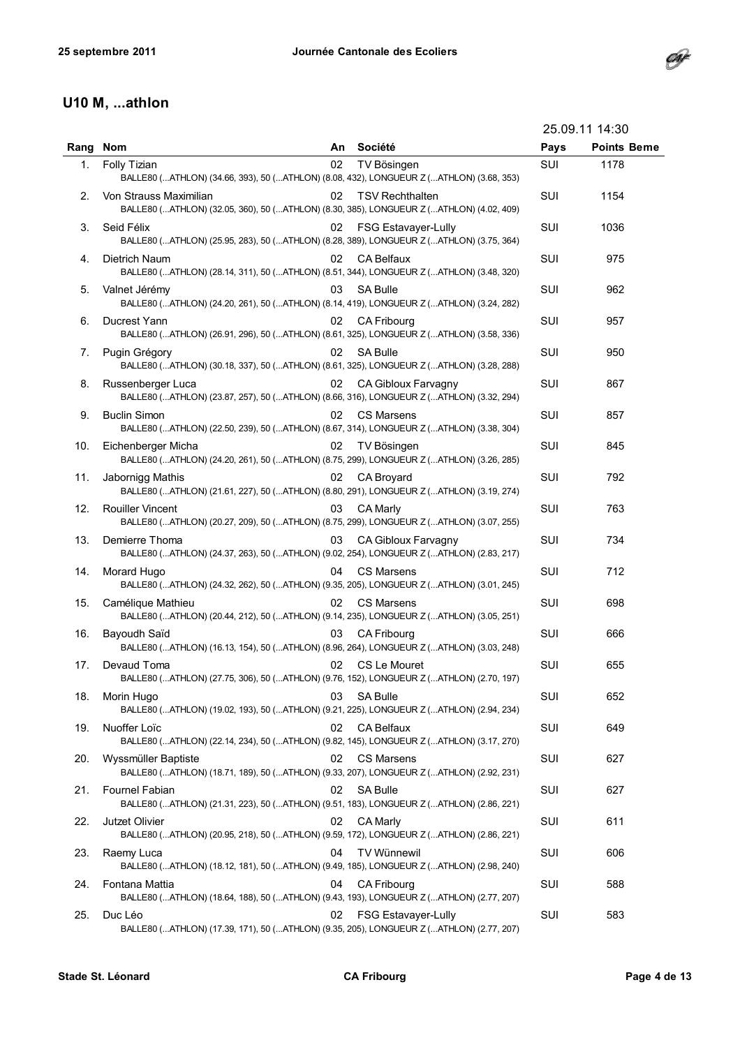## U10 M, ...athlon

25.09.11 14:30

| Rang | Nom | An | Société | Pays | Points Beme |
|---|---|---|---|---|---|
| 1. | Folly Tizian<br>BALLE80 (...ATHLON) (34.66, 393), 50 (...ATHLON) (8.08, 432), LONGUEUR Z (...ATHLON) (3.68, 353) | 02 | TV Bösingen | SUI | 1178 |
| 2. | Von Strauss Maximilian<br>BALLE80 (...ATHLON) (32.05, 360), 50 (...ATHLON) (8.30, 385), LONGUEUR Z (...ATHLON) (4.02, 409) | 02 | TSV Rechthalten | SUI | 1154 |
| 3. | Seid Félix<br>BALLE80 (...ATHLON) (25.95, 283), 50 (...ATHLON) (8.28, 389), LONGUEUR Z (...ATHLON) (3.75, 364) | 02 | FSG Estavayer-Lully | SUI | 1036 |
| 4. | Dietrich Naum<br>BALLE80 (...ATHLON) (28.14, 311), 50 (...ATHLON) (8.51, 344), LONGUEUR Z (...ATHLON) (3.48, 320) | 02 | CA Belfaux | SUI | 975 |
| 5. | Valnet Jérémy<br>BALLE80 (...ATHLON) (24.20, 261), 50 (...ATHLON) (8.14, 419), LONGUEUR Z (...ATHLON) (3.24, 282) | 03 | SA Bulle | SUI | 962 |
| 6. | Ducrest Yann<br>BALLE80 (...ATHLON) (26.91, 296), 50 (...ATHLON) (8.61, 325), LONGUEUR Z (...ATHLON) (3.58, 336) | 02 | CA Fribourg | SUI | 957 |
| 7. | Pugin Grégory<br>BALLE80 (...ATHLON) (30.18, 337), 50 (...ATHLON) (8.61, 325), LONGUEUR Z (...ATHLON) (3.28, 288) | 02 | SA Bulle | SUI | 950 |
| 8. | Russenberger Luca<br>BALLE80 (...ATHLON) (23.87, 257), 50 (...ATHLON) (8.66, 316), LONGUEUR Z (...ATHLON) (3.32, 294) | 02 | CA Gibloux Farvagny | SUI | 867 |
| 9. | Buclin Simon<br>BALLE80 (...ATHLON) (22.50, 239), 50 (...ATHLON) (8.67, 314), LONGUEUR Z (...ATHLON) (3.38, 304) | 02 | CS Marsens | SUI | 857 |
| 10. | Eichenberger Micha<br>BALLE80 (...ATHLON) (24.20, 261), 50 (...ATHLON) (8.75, 299), LONGUEUR Z (...ATHLON) (3.26, 285) | 02 | TV Bösingen | SUI | 845 |
| 11. | Jabornigg Mathis<br>BALLE80 (...ATHLON) (21.61, 227), 50 (...ATHLON) (8.80, 291), LONGUEUR Z (...ATHLON) (3.19, 274) | 02 | CA Broyard | SUI | 792 |
| 12. | Rouiller Vincent<br>BALLE80 (...ATHLON) (20.27, 209), 50 (...ATHLON) (8.75, 299), LONGUEUR Z (...ATHLON) (3.07, 255) | 03 | CA Marly | SUI | 763 |
| 13. | Demierre Thoma<br>BALLE80 (...ATHLON) (24.37, 263), 50 (...ATHLON) (9.02, 254), LONGUEUR Z (...ATHLON) (2.83, 217) | 03 | CA Gibloux Farvagny | SUI | 734 |
| 14. | Morard Hugo<br>BALLE80 (...ATHLON) (24.32, 262), 50 (...ATHLON) (9.35, 205), LONGUEUR Z (...ATHLON) (3.01, 245) | 04 | CS Marsens | SUI | 712 |
| 15. | Camélique Mathieu<br>BALLE80 (...ATHLON) (20.44, 212), 50 (...ATHLON) (9.14, 235), LONGUEUR Z (...ATHLON) (3.05, 251) | 02 | CS Marsens | SUI | 698 |
| 16. | Bayoudh Saïd<br>BALLE80 (...ATHLON) (16.13, 154), 50 (...ATHLON) (8.96, 264), LONGUEUR Z (...ATHLON) (3.03, 248) | 03 | CA Fribourg | SUI | 666 |
| 17. | Devaud Toma<br>BALLE80 (...ATHLON) (27.75, 306), 50 (...ATHLON) (9.76, 152), LONGUEUR Z (...ATHLON) (2.70, 197) | 02 | CS Le Mouret | SUI | 655 |
| 18. | Morin Hugo<br>BALLE80 (...ATHLON) (19.02, 193), 50 (...ATHLON) (9.21, 225), LONGUEUR Z (...ATHLON) (2.94, 234) | 03 | SA Bulle | SUI | 652 |
| 19. | Nuoffer Loïc<br>BALLE80 (...ATHLON) (22.14, 234), 50 (...ATHLON) (9.82, 145), LONGUEUR Z (...ATHLON) (3.17, 270) | 02 | CA Belfaux | SUI | 649 |
| 20. | Wyssmüller Baptiste<br>BALLE80 (...ATHLON) (18.71, 189), 50 (...ATHLON) (9.33, 207), LONGUEUR Z (...ATHLON) (2.92, 231) | 02 | CS Marsens | SUI | 627 |
| 21. | Fournel Fabian<br>BALLE80 (...ATHLON) (21.31, 223), 50 (...ATHLON) (9.51, 183), LONGUEUR Z (...ATHLON) (2.86, 221) | 02 | SA Bulle | SUI | 627 |
| 22. | Jutzet Olivier<br>BALLE80 (...ATHLON) (20.95, 218), 50 (...ATHLON) (9.59, 172), LONGUEUR Z (...ATHLON) (2.86, 221) | 02 | CA Marly | SUI | 611 |
| 23. | Raemy Luca<br>BALLE80 (...ATHLON) (18.12, 181), 50 (...ATHLON) (9.49, 185), LONGUEUR Z (...ATHLON) (2.98, 240) | 04 | TV Wünnewil | SUI | 606 |
| 24. | Fontana Mattia<br>BALLE80 (...ATHLON) (18.64, 188), 50 (...ATHLON) (9.43, 193), LONGUEUR Z (...ATHLON) (2.77, 207) | 04 | CA Fribourg | SUI | 588 |
| 25. | Duc Léo<br>BALLE80 (...ATHLON) (17.39, 171), 50 (...ATHLON) (9.35, 205), LONGUEUR Z (...ATHLON) (2.77, 207) | 02 | FSG Estavayer-Lully | SUI | 583 |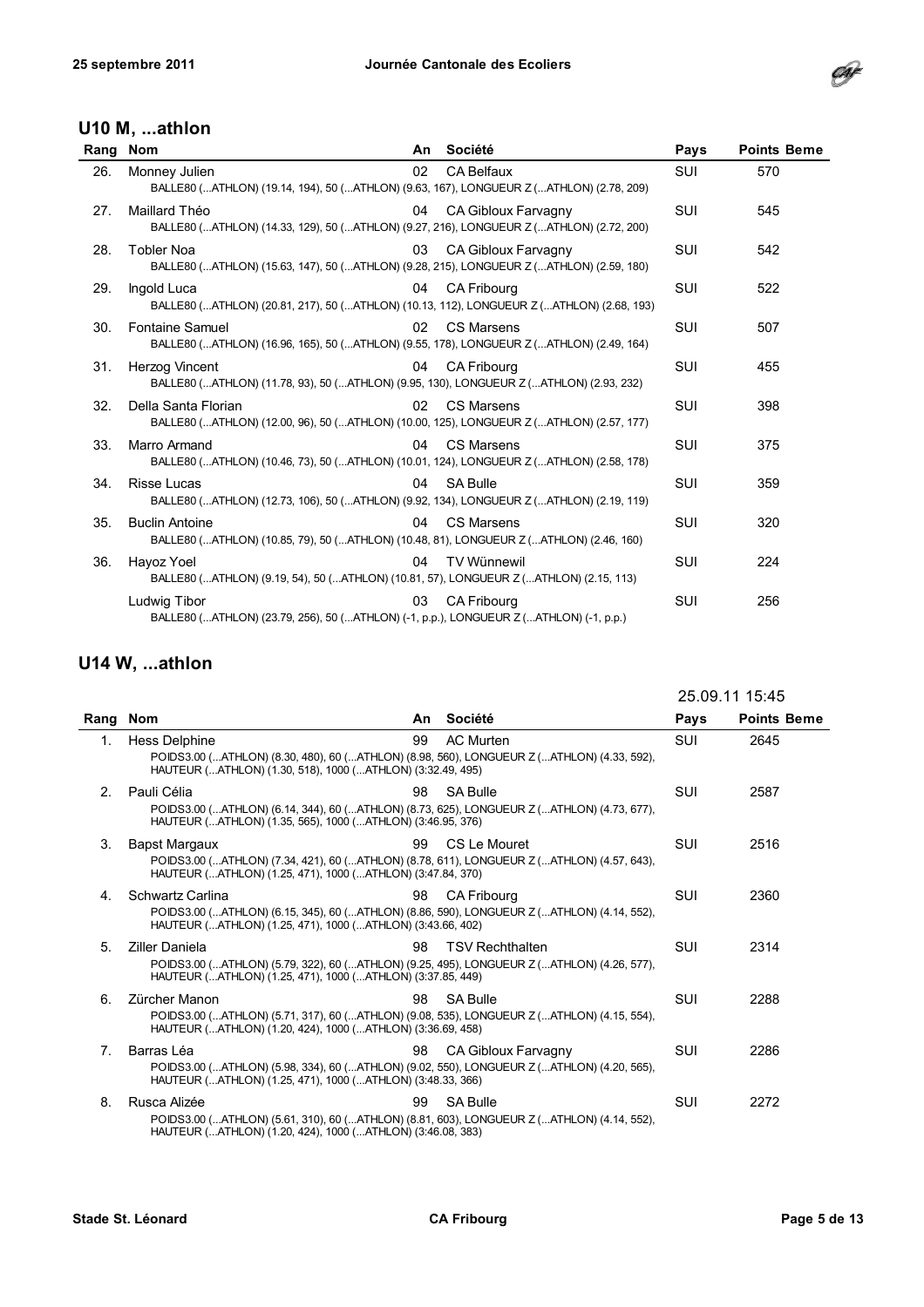## U10 M, ...athlon

| Rang | Nom | An | Société | Pays | Points Beme |
|---|---|---|---|---|---|
| 26. | Monney Julien<br>BALLE80 (...ATHLON) (19.14, 194), 50 (...ATHLON) (9.63, 167), LONGUEUR Z (...ATHLON) (2.78, 209) | 02 | CA Belfaux | SUI | 570 |
| 27. | Maillard Théo<br>BALLE80 (...ATHLON) (14.33, 129), 50 (...ATHLON) (9.27, 216), LONGUEUR Z (...ATHLON) (2.72, 200) | 04 | CA Gibloux Farvagny | SUI | 545 |
| 28. | Tobler Noa<br>BALLE80 (...ATHLON) (15.63, 147), 50 (...ATHLON) (9.28, 215), LONGUEUR Z (...ATHLON) (2.59, 180) | 03 | CA Gibloux Farvagny | SUI | 542 |
| 29. | Ingold Luca<br>BALLE80 (...ATHLON) (20.81, 217), 50 (...ATHLON) (10.13, 112), LONGUEUR Z (...ATHLON) (2.68, 193) | 04 | CA Fribourg | SUI | 522 |
| 30. | Fontaine Samuel<br>BALLE80 (...ATHLON) (16.96, 165), 50 (...ATHLON) (9.55, 178), LONGUEUR Z (...ATHLON) (2.49, 164) | 02 | CS Marsens | SUI | 507 |
| 31. | Herzog Vincent<br>BALLE80 (...ATHLON) (11.78, 93), 50 (...ATHLON) (9.95, 130), LONGUEUR Z (...ATHLON) (2.93, 232) | 04 | CA Fribourg | SUI | 455 |
| 32. | Della Santa Florian<br>BALLE80 (...ATHLON) (12.00, 96), 50 (...ATHLON) (10.00, 125), LONGUEUR Z (...ATHLON) (2.57, 177) | 02 | CS Marsens | SUI | 398 |
| 33. | Marro Armand<br>BALLE80 (...ATHLON) (10.46, 73), 50 (...ATHLON) (10.01, 124), LONGUEUR Z (...ATHLON) (2.58, 178) | 04 | CS Marsens | SUI | 375 |
| 34. | Risse Lucas<br>BALLE80 (...ATHLON) (12.73, 106), 50 (...ATHLON) (9.92, 134), LONGUEUR Z (...ATHLON) (2.19, 119) | 04 | SA Bulle | SUI | 359 |
| 35. | Buclin Antoine<br>BALLE80 (...ATHLON) (10.85, 79), 50 (...ATHLON) (10.48, 81), LONGUEUR Z (...ATHLON) (2.46, 160) | 04 | CS Marsens | SUI | 320 |
| 36. | Hayoz Yoel<br>BALLE80 (...ATHLON) (9.19, 54), 50 (...ATHLON) (10.81, 57), LONGUEUR Z (...ATHLON) (2.15, 113) | 04 | TV Wünnewil | SUI | 224 |
| | Ludwig Tibor<br>BALLE80 (...ATHLON) (23.79, 256), 50 (...ATHLON) (-1, p.p.), LONGUEUR Z (...ATHLON) (-1, p.p.) | 03 | CA Fribourg | SUI | 256 |

## U14 W, ...athlon

25.09.11 15:45

| Rang | Nom | An | Société | Pays | Points Beme |
|---|---|---|---|---|---|
| 1. | Hess Delphine<br>POIDS3.00 (...ATHLON) (8.30, 480), 60 (...ATHLON) (8.98, 560), LONGUEUR Z (...ATHLON) (4.33, 592), HAUTEUR (...ATHLON) (1.30, 518), 1000 (...ATHLON) (3:32.49, 495) | 99 | AC Murten | SUI | 2645 |
| 2. | Pauli Célia<br>POIDS3.00 (...ATHLON) (6.14, 344), 60 (...ATHLON) (8.73, 625), LONGUEUR Z (...ATHLON) (4.73, 677), HAUTEUR (...ATHLON) (1.35, 565), 1000 (...ATHLON) (3:46.95, 376) | 98 | SA Bulle | SUI | 2587 |
| 3. | Bapst Margaux<br>POIDS3.00 (...ATHLON) (7.34, 421), 60 (...ATHLON) (8.78, 611), LONGUEUR Z (...ATHLON) (4.57, 643), HAUTEUR (...ATHLON) (1.25, 471), 1000 (...ATHLON) (3:47.84, 370) | 99 | CS Le Mouret | SUI | 2516 |
| 4. | Schwartz Carlina<br>POIDS3.00 (...ATHLON) (6.15, 345), 60 (...ATHLON) (8.86, 590), LONGUEUR Z (...ATHLON) (4.14, 552), HAUTEUR (...ATHLON) (1.25, 471), 1000 (...ATHLON) (3:43.66, 402) | 98 | CA Fribourg | SUI | 2360 |
| 5. | Ziller Daniela<br>POIDS3.00 (...ATHLON) (5.79, 322), 60 (...ATHLON) (9.25, 495), LONGUEUR Z (...ATHLON) (4.26, 577), HAUTEUR (...ATHLON) (1.25, 471), 1000 (...ATHLON) (3:37.85, 449) | 98 | TSV Rechthalten | SUI | 2314 |
| 6. | Zürcher Manon<br>POIDS3.00 (...ATHLON) (5.71, 317), 60 (...ATHLON) (9.08, 535), LONGUEUR Z (...ATHLON) (4.15, 554), HAUTEUR (...ATHLON) (1.20, 424), 1000 (...ATHLON) (3:36.69, 458) | 98 | SA Bulle | SUI | 2288 |
| 7. | Barras Léa<br>POIDS3.00 (...ATHLON) (5.98, 334), 60 (...ATHLON) (9.02, 550), LONGUEUR Z (...ATHLON) (4.20, 565), HAUTEUR (...ATHLON) (1.25, 471), 1000 (...ATHLON) (3:48.33, 366) | 98 | CA Gibloux Farvagny | SUI | 2286 |
| 8. | Rusca Alizée<br>POIDS3.00 (...ATHLON) (5.61, 310), 60 (...ATHLON) (8.81, 603), LONGUEUR Z (...ATHLON) (4.14, 552), HAUTEUR (...ATHLON) (1.20, 424), 1000 (...ATHLON) (3:46.08, 383) | 99 | SA Bulle | SUI | 2272 |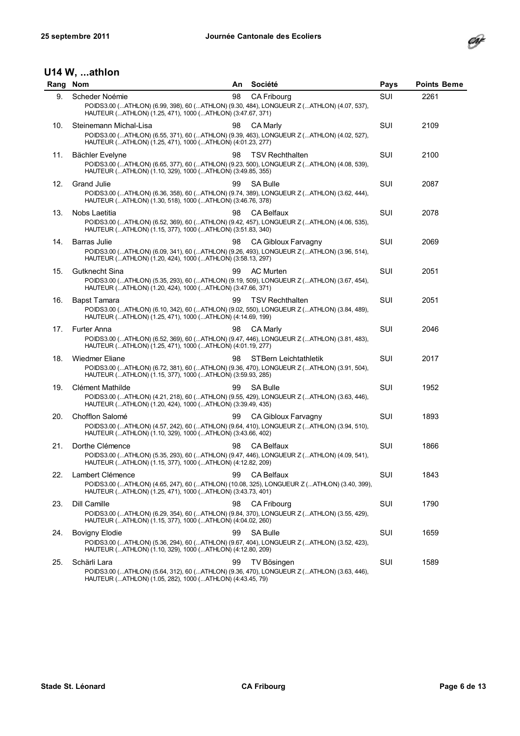## U14 W, ...athlon

| Rang | Nom | An | Société | Pays | Points Beme |
|---|---|---|---|---|---|
| 9. | Scheder Noémie<br>POIDS3.00 (...ATHLON) (6.99, 398), 60 (...ATHLON) (9.30, 484), LONGUEUR Z (...ATHLON) (4.07, 537), HAUTEUR (...ATHLON) (1.25, 471), 1000 (...ATHLON) (3:47.67, 371) | 98 | CA Fribourg | SUI | 2261 |
| 10. | Steinemann Michal-Lisa<br>POIDS3.00 (...ATHLON) (6.55, 371), 60 (...ATHLON) (9.39, 463), LONGUEUR Z (...ATHLON) (4.02, 527), HAUTEUR (...ATHLON) (1.25, 471), 1000 (...ATHLON) (4:01.23, 277) | 98 | CA Marly | SUI | 2109 |
| 11. | Bächler Evelyne<br>POIDS3.00 (...ATHLON) (6.65, 377), 60 (...ATHLON) (9.23, 500), LONGUEUR Z (...ATHLON) (4.08, 539), HAUTEUR (...ATHLON) (1.10, 329), 1000 (...ATHLON) (3:49.85, 355) | 98 | TSV Rechthalten | SUI | 2100 |
| 12. | Grand Julie<br>POIDS3.00 (...ATHLON) (6.36, 358), 60 (...ATHLON) (9.74, 389), LONGUEUR Z (...ATHLON) (3.62, 444), HAUTEUR (...ATHLON) (1.30, 518), 1000 (...ATHLON) (3:46.76, 378) | 99 | SA Bulle | SUI | 2087 |
| 13. | Nobs Laetitia<br>POIDS3.00 (...ATHLON) (6.52, 369), 60 (...ATHLON) (9.42, 457), LONGUEUR Z (...ATHLON) (4.06, 535), HAUTEUR (...ATHLON) (1.15, 377), 1000 (...ATHLON) (3:51.83, 340) | 98 | CA Belfaux | SUI | 2078 |
| 14. | Barras Julie<br>POIDS3.00 (...ATHLON) (6.09, 341), 60 (...ATHLON) (9.26, 493), LONGUEUR Z (...ATHLON) (3.96, 514), HAUTEUR (...ATHLON) (1.20, 424), 1000 (...ATHLON) (3:58.13, 297) | 98 | CA Gibloux Farvagny | SUI | 2069 |
| 15. | Gutknecht Sina<br>POIDS3.00 (...ATHLON) (5.35, 293), 60 (...ATHLON) (9.19, 509), LONGUEUR Z (...ATHLON) (3.67, 454), HAUTEUR (...ATHLON) (1.20, 424), 1000 (...ATHLON) (3:47.66, 371) | 99 | AC Murten | SUI | 2051 |
| 16. | Bapst Tamara<br>POIDS3.00 (...ATHLON) (6.10, 342), 60 (...ATHLON) (9.02, 550), LONGUEUR Z (...ATHLON) (3.84, 489), HAUTEUR (...ATHLON) (1.25, 471), 1000 (...ATHLON) (4:14.69, 199) | 99 | TSV Rechthalten | SUI | 2051 |
| 17. | Furter Anna<br>POIDS3.00 (...ATHLON) (6.52, 369), 60 (...ATHLON) (9.47, 446), LONGUEUR Z (...ATHLON) (3.81, 483), HAUTEUR (...ATHLON) (1.25, 471), 1000 (...ATHLON) (4:01.19, 277) | 98 | CA Marly | SUI | 2046 |
| 18. | Wiedmer Eliane<br>POIDS3.00 (...ATHLON) (6.72, 381), 60 (...ATHLON) (9.36, 470), LONGUEUR Z (...ATHLON) (3.91, 504), HAUTEUR (...ATHLON) (1.15, 377), 1000 (...ATHLON) (3:59.93, 285) | 98 | STBern Leichtathletik | SUI | 2017 |
| 19. | Clément Mathilde<br>POIDS3.00 (...ATHLON) (4.21, 218), 60 (...ATHLON) (9.55, 429), LONGUEUR Z (...ATHLON) (3.63, 446), HAUTEUR (...ATHLON) (1.20, 424), 1000 (...ATHLON) (3:39.49, 435) | 99 | SA Bulle | SUI | 1952 |
| 20. | Chofflon Salomé<br>POIDS3.00 (...ATHLON) (4.57, 242), 60 (...ATHLON) (9.64, 410), LONGUEUR Z (...ATHLON) (3.94, 510), HAUTEUR (...ATHLON) (1.10, 329), 1000 (...ATHLON) (3:43.66, 402) | 99 | CA Gibloux Farvagny | SUI | 1893 |
| 21. | Dorthe Clémence<br>POIDS3.00 (...ATHLON) (5.35, 293), 60 (...ATHLON) (9.47, 446), LONGUEUR Z (...ATHLON) (4.09, 541), HAUTEUR (...ATHLON) (1.15, 377), 1000 (...ATHLON) (4:12.82, 209) | 98 | CA Belfaux | SUI | 1866 |
| 22. | Lambert Clémence<br>POIDS3.00 (...ATHLON) (4.65, 247), 60 (...ATHLON) (10.08, 325), LONGUEUR Z (...ATHLON) (3.40, 399), HAUTEUR (...ATHLON) (1.25, 471), 1000 (...ATHLON) (3:43.73, 401) | 99 | CA Belfaux | SUI | 1843 |
| 23. | Dill Camille<br>POIDS3.00 (...ATHLON) (6.29, 354), 60 (...ATHLON) (9.84, 370), LONGUEUR Z (...ATHLON) (3.55, 429), HAUTEUR (...ATHLON) (1.15, 377), 1000 (...ATHLON) (4:04.02, 260) | 98 | CA Fribourg | SUI | 1790 |
| 24. | Bovigny Elodie<br>POIDS3.00 (...ATHLON) (5.36, 294), 60 (...ATHLON) (9.67, 404), LONGUEUR Z (...ATHLON) (3.52, 423), HAUTEUR (...ATHLON) (1.10, 329), 1000 (...ATHLON) (4:12.80, 209) | 99 | SA Bulle | SUI | 1659 |
| 25. | Schärli Lara<br>POIDS3.00 (...ATHLON) (5.64, 312), 60 (...ATHLON) (9.36, 470), LONGUEUR Z (...ATHLON) (3.63, 446), HAUTEUR (...ATHLON) (1.05, 282), 1000 (...ATHLON) (4:43.45, 79) | 99 | TV Bösingen | SUI | 1589 |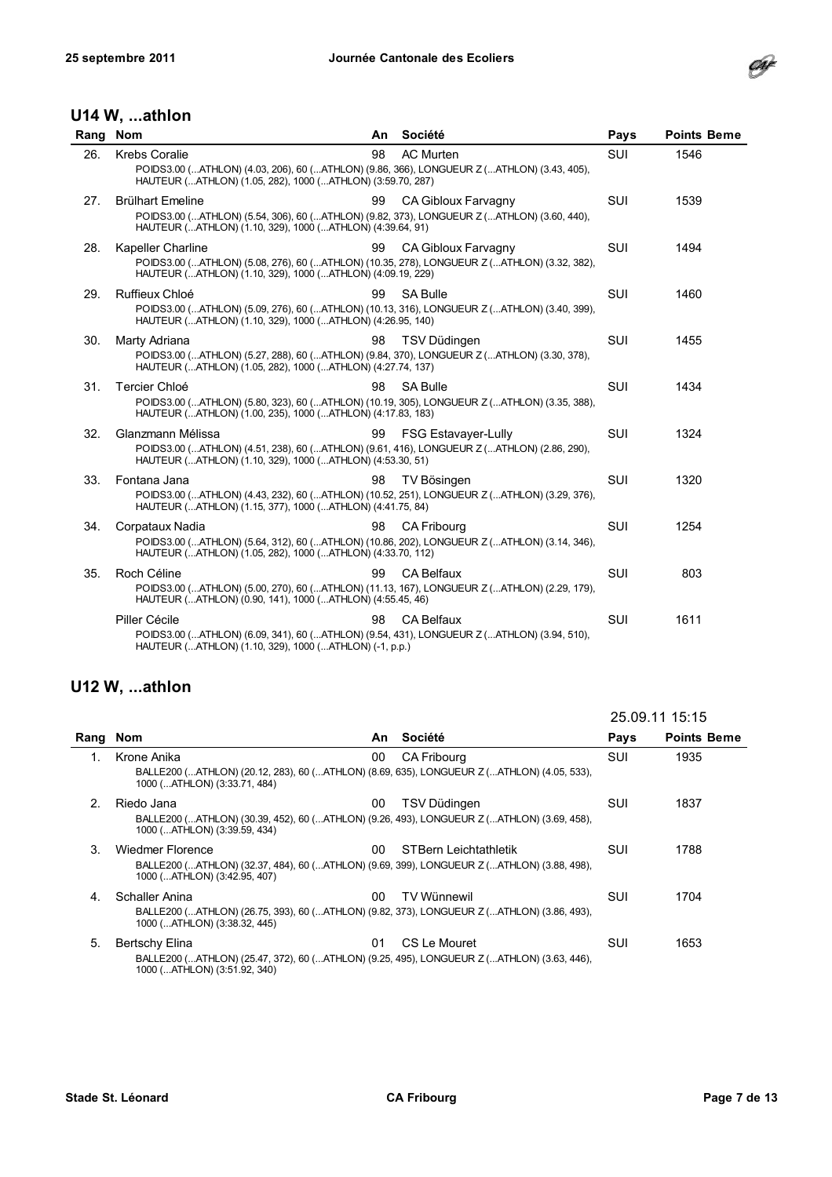## U14 W, ...athlon

| Rang | Nom | An | Société | Pays | Points Beme |
|---|---|---|---|---|---|
| 26. | Krebs Coralie<br>POIDS3.00 (...ATHLON) (4.03, 206), 60 (...ATHLON) (9.86, 366), LONGUEUR Z (...ATHLON) (3.43, 405), HAUTEUR (...ATHLON) (1.05, 282), 1000 (...ATHLON) (3:59.70, 287) | 98 | AC Murten | SUI | 1546 |
| 27. | Brülhart Emeline<br>POIDS3.00 (...ATHLON) (5.54, 306), 60 (...ATHLON) (9.82, 373), LONGUEUR Z (...ATHLON) (3.60, 440), HAUTEUR (...ATHLON) (1.10, 329), 1000 (...ATHLON) (4:39.64, 91) | 99 | CA Gibloux Farvagny | SUI | 1539 |
| 28. | Kapeller Charline<br>POIDS3.00 (...ATHLON) (5.08, 276), 60 (...ATHLON) (10.35, 278), LONGUEUR Z (...ATHLON) (3.32, 382), HAUTEUR (...ATHLON) (1.10, 329), 1000 (...ATHLON) (4:09.19, 229) | 99 | CA Gibloux Farvagny | SUI | 1494 |
| 29. | Ruffieux Chloé<br>POIDS3.00 (...ATHLON) (5.09, 276), 60 (...ATHLON) (10.13, 316), LONGUEUR Z (...ATHLON) (3.40, 399), HAUTEUR (...ATHLON) (1.10, 329), 1000 (...ATHLON) (4:26.95, 140) | 99 | SA Bulle | SUI | 1460 |
| 30. | Marty Adriana<br>POIDS3.00 (...ATHLON) (5.27, 288), 60 (...ATHLON) (9.84, 370), LONGUEUR Z (...ATHLON) (3.30, 378), HAUTEUR (...ATHLON) (1.05, 282), 1000 (...ATHLON) (4:27.74, 137) | 98 | TSV Düdingen | SUI | 1455 |
| 31. | Tercier Chloé<br>POIDS3.00 (...ATHLON) (5.80, 323), 60 (...ATHLON) (10.19, 305), LONGUEUR Z (...ATHLON) (3.35, 388), HAUTEUR (...ATHLON) (1.00, 235), 1000 (...ATHLON) (4:17.83, 183) | 98 | SA Bulle | SUI | 1434 |
| 32. | Glanzmann Mélissa<br>POIDS3.00 (...ATHLON) (4.51, 238), 60 (...ATHLON) (9.61, 416), LONGUEUR Z (...ATHLON) (2.86, 290), HAUTEUR (...ATHLON) (1.10, 329), 1000 (...ATHLON) (4:53.30, 51) | 99 | FSG Estavayer-Lully | SUI | 1324 |
| 33. | Fontana Jana<br>POIDS3.00 (...ATHLON) (4.43, 232), 60 (...ATHLON) (10.52, 251), LONGUEUR Z (...ATHLON) (3.29, 376), HAUTEUR (...ATHLON) (1.15, 377), 1000 (...ATHLON) (4:41.75, 84) | 98 | TV Bösingen | SUI | 1320 |
| 34. | Corpataux Nadia<br>POIDS3.00 (...ATHLON) (5.64, 312), 60 (...ATHLON) (10.86, 202), LONGUEUR Z (...ATHLON) (3.14, 346), HAUTEUR (...ATHLON) (1.05, 282), 1000 (...ATHLON) (4:33.70, 112) | 98 | CA Fribourg | SUI | 1254 |
| 35. | Roch Céline<br>POIDS3.00 (...ATHLON) (5.00, 270), 60 (...ATHLON) (11.13, 167), LONGUEUR Z (...ATHLON) (2.29, 179), HAUTEUR (...ATHLON) (0.90, 141), 1000 (...ATHLON) (4:55.45, 46) | 99 | CA Belfaux | SUI | 803 |
| | Piller Cécile<br>POIDS3.00 (...ATHLON) (6.09, 341), 60 (...ATHLON) (9.54, 431), LONGUEUR Z (...ATHLON) (3.94, 510), HAUTEUR (...ATHLON) (1.10, 329), 1000 (...ATHLON) (-1, p.p.) | 98 | CA Belfaux | SUI | 1611 |

## U12 W, ...athlon

25.09.11 15:15

| Rang | Nom | An | Société | Pays | Points Beme |
|---|---|---|---|---|---|
| 1. | Krone Anika<br>BALLE200 (...ATHLON) (20.12, 283), 60 (...ATHLON) (8.69, 635), LONGUEUR Z (...ATHLON) (4.05, 533), 1000 (...ATHLON) (3:33.71, 484) | 00 | CA Fribourg | SUI | 1935 |
| 2. | Riedo Jana<br>BALLE200 (...ATHLON) (30.39, 452), 60 (...ATHLON) (9.26, 493), LONGUEUR Z (...ATHLON) (3.69, 458), 1000 (...ATHLON) (3:39.59, 434) | 00 | TSV Düdingen | SUI | 1837 |
| 3. | Wiedmer Florence<br>BALLE200 (...ATHLON) (32.37, 484), 60 (...ATHLON) (9.69, 399), LONGUEUR Z (...ATHLON) (3.88, 498), 1000 (...ATHLON) (3:42.95, 407) | 00 | STBern Leichtathletik | SUI | 1788 |
| 4. | Schaller Anina<br>BALLE200 (...ATHLON) (26.75, 393), 60 (...ATHLON) (9.82, 373), LONGUEUR Z (...ATHLON) (3.86, 493), 1000 (...ATHLON) (3:38.32, 445) | 00 | TV Wünnewil | SUI | 1704 |
| 5. | Bertschy Elina<br>BALLE200 (...ATHLON) (25.47, 372), 60 (...ATHLON) (9.25, 495), LONGUEUR Z (...ATHLON) (3.63, 446), 1000 (...ATHLON) (3:51.92, 340) | 01 | CS Le Mouret | SUI | 1653 |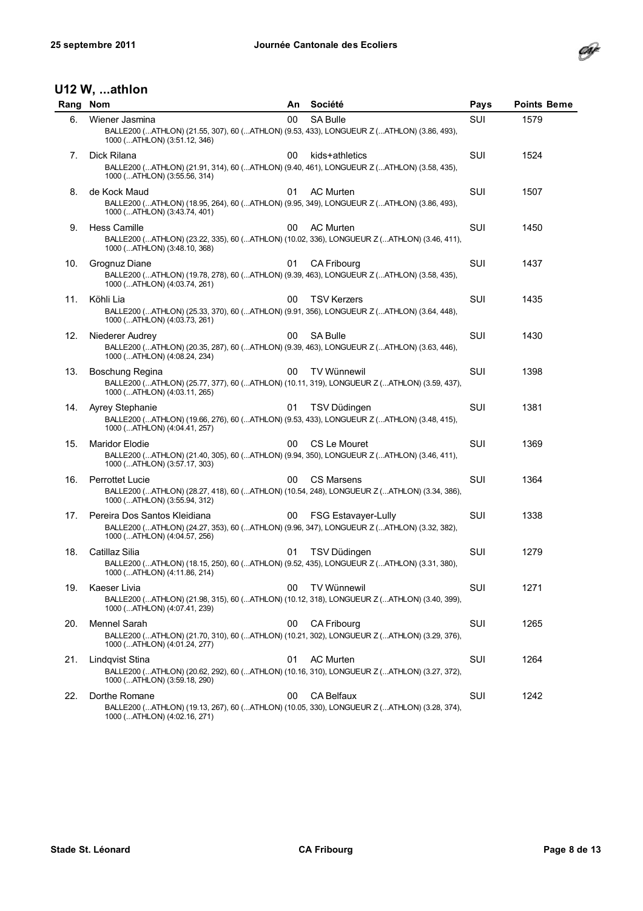## U12 W, ...athlon

| Rang | Nom | An | Société | Pays | Points Beme |
|---|---|---|---|---|---|
| 6. | Wiener Jasmina<br>BALLE200 (...ATHLON) (21.55, 307), 60 (...ATHLON) (9.53, 433), LONGUEUR Z (...ATHLON) (3.86, 493), 1000 (...ATHLON) (3:51.12, 346) | 00 | SA Bulle | SUI | 1579 |
| 7. | Dick Rilana<br>BALLE200 (...ATHLON) (21.91, 314), 60 (...ATHLON) (9.40, 461), LONGUEUR Z (...ATHLON) (3.58, 435), 1000 (...ATHLON) (3:55.56, 314) | 00 | kids+athletics | SUI | 1524 |
| 8. | de Kock Maud<br>BALLE200 (...ATHLON) (18.95, 264), 60 (...ATHLON) (9.95, 349), LONGUEUR Z (...ATHLON) (3.86, 493), 1000 (...ATHLON) (3:43.74, 401) | 01 | AC Murten | SUI | 1507 |
| 9. | Hess Camille<br>BALLE200 (...ATHLON) (23.22, 335), 60 (...ATHLON) (10.02, 336), LONGUEUR Z (...ATHLON) (3.46, 411), 1000 (...ATHLON) (3:48.10, 368) | 00 | AC Murten | SUI | 1450 |
| 10. | Grognuz Diane<br>BALLE200 (...ATHLON) (19.78, 278), 60 (...ATHLON) (9.39, 463), LONGUEUR Z (...ATHLON) (3.58, 435), 1000 (...ATHLON) (4:03.74, 261) | 01 | CA Fribourg | SUI | 1437 |
| 11. | Köhli Lia<br>BALLE200 (...ATHLON) (25.33, 370), 60 (...ATHLON) (9.91, 356), LONGUEUR Z (...ATHLON) (3.64, 448), 1000 (...ATHLON) (4:03.73, 261) | 00 | TSV Kerzers | SUI | 1435 |
| 12. | Niederer Audrey<br>BALLE200 (...ATHLON) (20.35, 287), 60 (...ATHLON) (9.39, 463), LONGUEUR Z (...ATHLON) (3.63, 446), 1000 (...ATHLON) (4:08.24, 234) | 00 | SA Bulle | SUI | 1430 |
| 13. | Boschung Regina<br>BALLE200 (...ATHLON) (25.77, 377), 60 (...ATHLON) (10.11, 319), LONGUEUR Z (...ATHLON) (3.59, 437), 1000 (...ATHLON) (4:03.11, 265) | 00 | TV Wünnewil | SUI | 1398 |
| 14. | Ayrey Stephanie<br>BALLE200 (...ATHLON) (19.66, 276), 60 (...ATHLON) (9.53, 433), LONGUEUR Z (...ATHLON) (3.48, 415), 1000 (...ATHLON) (4:04.41, 257) | 01 | TSV Düdingen | SUI | 1381 |
| 15. | Maridor Elodie<br>BALLE200 (...ATHLON) (21.40, 305), 60 (...ATHLON) (9.94, 350), LONGUEUR Z (...ATHLON) (3.46, 411), 1000 (...ATHLON) (3:57.17, 303) | 00 | CS Le Mouret | SUI | 1369 |
| 16. | Perrottet Lucie<br>BALLE200 (...ATHLON) (28.27, 418), 60 (...ATHLON) (10.54, 248), LONGUEUR Z (...ATHLON) (3.34, 386), 1000 (...ATHLON) (3:55.94, 312) | 00 | CS Marsens | SUI | 1364 |
| 17. | Pereira Dos Santos Kleidiana<br>BALLE200 (...ATHLON) (24.27, 353), 60 (...ATHLON) (9.96, 347), LONGUEUR Z (...ATHLON) (3.32, 382), 1000 (...ATHLON) (4:04.57, 256) | 00 | FSG Estavayer-Lully | SUI | 1338 |
| 18. | Catillaz Silia<br>BALLE200 (...ATHLON) (18.15, 250), 60 (...ATHLON) (9.52, 435), LONGUEUR Z (...ATHLON) (3.31, 380), 1000 (...ATHLON) (4:11.86, 214) | 01 | TSV Düdingen | SUI | 1279 |
| 19. | Kaeser Livia<br>BALLE200 (...ATHLON) (21.98, 315), 60 (...ATHLON) (10.12, 318), LONGUEUR Z (...ATHLON) (3.40, 399), 1000 (...ATHLON) (4:07.41, 239) | 00 | TV Wünnewil | SUI | 1271 |
| 20. | Mennel Sarah<br>BALLE200 (...ATHLON) (21.70, 310), 60 (...ATHLON) (10.21, 302), LONGUEUR Z (...ATHLON) (3.29, 376), 1000 (...ATHLON) (4:01.24, 277) | 00 | CA Fribourg | SUI | 1265 |
| 21. | Lindqvist Stina<br>BALLE200 (...ATHLON) (20.62, 292), 60 (...ATHLON) (10.16, 310), LONGUEUR Z (...ATHLON) (3.27, 372), 1000 (...ATHLON) (3:59.18, 290) | 01 | AC Murten | SUI | 1264 |
| 22. | Dorthe Romane<br>BALLE200 (...ATHLON) (19.13, 267), 60 (...ATHLON) (10.05, 330), LONGUEUR Z (...ATHLON) (3.28, 374), 1000 (...ATHLON) (4:02.16, 271) | 00 | CA Belfaux | SUI | 1242 |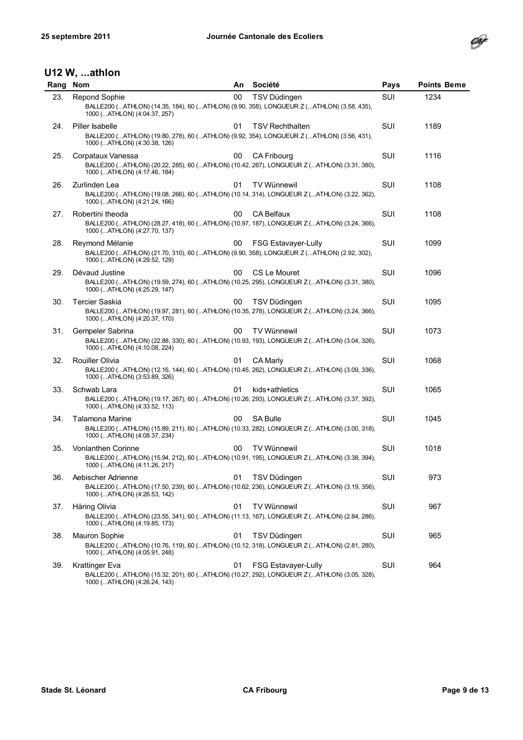## U12 W, ...athlon

| Rang | Nom | An | Société | Pays | Points Beme |
|---|---|---|---|---|---|
| 23. | Repond Sophie<br>BALLE200 (...ATHLON) (14.35, 184), 60 (...ATHLON) (9.90, 358), LONGUEUR Z (...ATHLON) (3.58, 435), 1000 (...ATHLON) (4:04.37, 257) | 00 | TSV Düdingen | SUI | 1234 |
| 24. | Piller Isabelle<br>BALLE200 (...ATHLON) (19.80, 278), 60 (...ATHLON) (9.92, 354), LONGUEUR Z (...ATHLON) (3.56, 431), 1000 (...ATHLON) (4:30.38, 126) | 01 | TSV Rechthalten | SUI | 1189 |
| 25. | Corpataux Vanessa<br>BALLE200 (...ATHLON) (20.22, 285), 60 (...ATHLON) (10.42, 267), LONGUEUR Z (...ATHLON) (3.31, 380), 1000 (...ATHLON) (4:17.46, 184) | 00 | CA Fribourg | SUI | 1116 |
| 26. | Zurlinden Lea<br>BALLE200 (...ATHLON) (19.08, 266), 60 (...ATHLON) (10.14, 314), LONGUEUR Z (...ATHLON) (3.22, 362), 1000 (...ATHLON) (4:21.24, 166) | 01 | TV Wünnewil | SUI | 1108 |
| 27. | Robertini theoda<br>BALLE200 (...ATHLON) (28.27, 418), 60 (...ATHLON) (10.97, 187), LONGUEUR Z (...ATHLON) (3.24, 366), 1000 (...ATHLON) (4:27.70, 137) | 00 | CA Belfaux | SUI | 1108 |
| 28. | Reymond Mélanie<br>BALLE200 (...ATHLON) (21.70, 310), 60 (...ATHLON) (9.90, 358), LONGUEUR Z (...ATHLON) (2.92, 302), 1000 (...ATHLON) (4:29.52, 129) | 00 | FSG Estavayer-Lully | SUI | 1099 |
| 29. | Dévaud Justine<br>BALLE200 (...ATHLON) (19.59, 274), 60 (...ATHLON) (10.25, 295), LONGUEUR Z (...ATHLON) (3.31, 380), 1000 (...ATHLON) (4:25.29, 147) | 00 | CS Le Mouret | SUI | 1096 |
| 30. | Tercier Saskia<br>BALLE200 (...ATHLON) (19.97, 281), 60 (...ATHLON) (10.35, 278), LONGUEUR Z (...ATHLON) (3.24, 366), 1000 (...ATHLON) (4:20.37, 170) | 00 | TSV Düdingen | SUI | 1095 |
| 31. | Gempeler Sabrina<br>BALLE200 (...ATHLON) (22.88, 330), 60 (...ATHLON) (10.93, 193), LONGUEUR Z (...ATHLON) (3.04, 326), 1000 (...ATHLON) (4:10.08, 224) | 00 | TV Wünnewil | SUI | 1073 |
| 32. | Rouiller Olivia<br>BALLE200 (...ATHLON) (12.16, 144), 60 (...ATHLON) (10.45, 262), LONGUEUR Z (...ATHLON) (3.09, 336), 1000 (...ATHLON) (3:53.89, 326) | 01 | CA Marly | SUI | 1068 |
| 33. | Schwab Lara<br>BALLE200 (...ATHLON) (19.17, 267), 60 (...ATHLON) (10.26, 293), LONGUEUR Z (...ATHLON) (3.37, 392), 1000 (...ATHLON) (4:33.52, 113) | 01 | kids+athletics | SUI | 1065 |
| 34. | Talamona Marine<br>BALLE200 (...ATHLON) (15.89, 211), 60 (...ATHLON) (10.33, 282), LONGUEUR Z (...ATHLON) (3.00, 318), 1000 (...ATHLON) (4:08.37, 234) | 00 | SA Bulle | SUI | 1045 |
| 35. | Vonlanthen Corinne<br>BALLE200 (...ATHLON) (15.94, 212), 60 (...ATHLON) (10.91, 195), LONGUEUR Z (...ATHLON) (3.38, 394), 1000 (...ATHLON) (4:11.26, 217) | 00 | TV Wünnewil | SUI | 1018 |
| 36. | Aebischer Adrienne<br>BALLE200 (...ATHLON) (17.50, 239), 60 (...ATHLON) (10.62, 236), LONGUEUR Z (...ATHLON) (3.19, 356), 1000 (...ATHLON) (4:26.53, 142) | 01 | TSV Düdingen | SUI | 973 |
| 37. | Häring Olivia<br>BALLE200 (...ATHLON) (23.55, 341), 60 (...ATHLON) (11.13, 167), LONGUEUR Z (...ATHLON) (2.84, 286), 1000 (...ATHLON) (4:19.85, 173) | 01 | TV Wünnewil | SUI | 967 |
| 38. | Mauron Sophie<br>BALLE200 (...ATHLON) (10.76, 119), 60 (...ATHLON) (10.12, 318), LONGUEUR Z (...ATHLON) (2.81, 280), 1000 (...ATHLON) (4:05.91, 248) | 01 | TSV Düdingen | SUI | 965 |
| 39. | Krattinger Eva<br>BALLE200 (...ATHLON) (15.32, 201), 60 (...ATHLON) (10.27, 292), LONGUEUR Z (...ATHLON) (3.05, 328), 1000 (...ATHLON) (4:26.24, 143) | 01 | FSG Estavayer-Lully | SUI | 964 |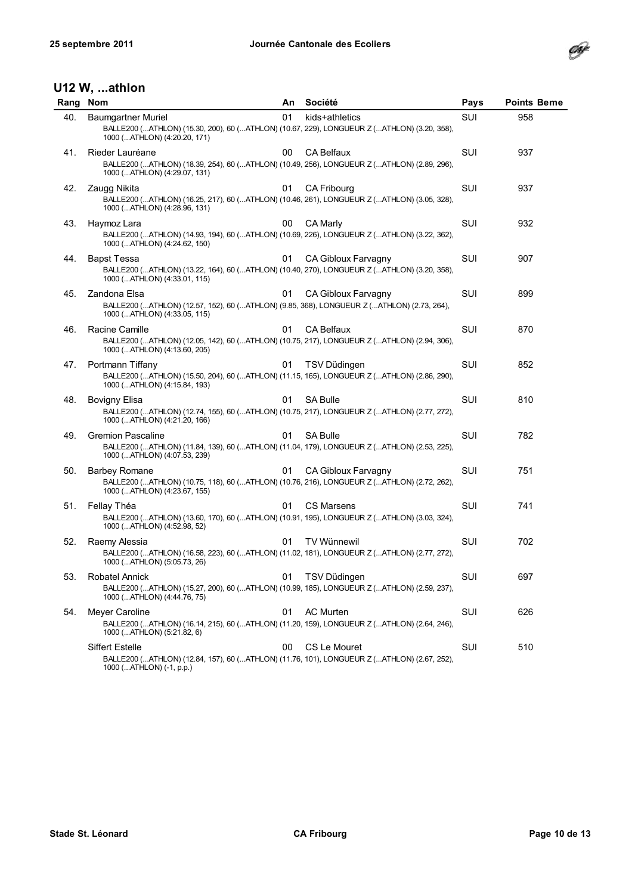## U12 W, ...athlon

| Rang | Nom | An | Société | Pays | Points Beme |
|---|---|---|---|---|---|
| 40. | Baumgartner Muriel<br>BALLE200 (...ATHLON) (15.30, 200), 60 (...ATHLON) (10.67, 229), LONGUEUR Z (...ATHLON) (3.20, 358), 1000 (...ATHLON) (4:20.20, 171) | 01 | kids+athletics | SUI | 958 |
| 41. | Rieder Lauréane<br>BALLE200 (...ATHLON) (18.39, 254), 60 (...ATHLON) (10.49, 256), LONGUEUR Z (...ATHLON) (2.89, 296), 1000 (...ATHLON) (4:29.07, 131) | 00 | CA Belfaux | SUI | 937 |
| 42. | Zaugg Nikita<br>BALLE200 (...ATHLON) (16.25, 217), 60 (...ATHLON) (10.46, 261), LONGUEUR Z (...ATHLON) (3.05, 328), 1000 (...ATHLON) (4:28.96, 131) | 01 | CA Fribourg | SUI | 937 |
| 43. | Haymoz Lara<br>BALLE200 (...ATHLON) (14.93, 194), 60 (...ATHLON) (10.69, 226), LONGUEUR Z (...ATHLON) (3.22, 362), 1000 (...ATHLON) (4:24.62, 150) | 00 | CA Marly | SUI | 932 |
| 44. | Bapst Tessa<br>BALLE200 (...ATHLON) (13.22, 164), 60 (...ATHLON) (10.40, 270), LONGUEUR Z (...ATHLON) (3.20, 358), 1000 (...ATHLON) (4:33.01, 115) | 01 | CA Gibloux Farvagny | SUI | 907 |
| 45. | Zandona Elsa<br>BALLE200 (...ATHLON) (12.57, 152), 60 (...ATHLON) (9.85, 368), LONGUEUR Z (...ATHLON) (2.73, 264), 1000 (...ATHLON) (4:33.05, 115) | 01 | CA Gibloux Farvagny | SUI | 899 |
| 46. | Racine Camille<br>BALLE200 (...ATHLON) (12.05, 142), 60 (...ATHLON) (10.75, 217), LONGUEUR Z (...ATHLON) (2.94, 306), 1000 (...ATHLON) (4:13.60, 205) | 01 | CA Belfaux | SUI | 870 |
| 47. | Portmann Tiffany<br>BALLE200 (...ATHLON) (15.50, 204), 60 (...ATHLON) (11.15, 165), LONGUEUR Z (...ATHLON) (2.86, 290), 1000 (...ATHLON) (4:15.84, 193) | 01 | TSV Düdingen | SUI | 852 |
| 48. | Bovigny Elisa<br>BALLE200 (...ATHLON) (12.74, 155), 60 (...ATHLON) (10.75, 217), LONGUEUR Z (...ATHLON) (2.77, 272), 1000 (...ATHLON) (4:21.20, 166) | 01 | SA Bulle | SUI | 810 |
| 49. | Gremion Pascaline<br>BALLE200 (...ATHLON) (11.84, 139), 60 (...ATHLON) (11.04, 179), LONGUEUR Z (...ATHLON) (2.53, 225), 1000 (...ATHLON) (4:07.53, 239) | 01 | SA Bulle | SUI | 782 |
| 50. | Barbey Romane<br>BALLE200 (...ATHLON) (10.75, 118), 60 (...ATHLON) (10.76, 216), LONGUEUR Z (...ATHLON) (2.72, 262), 1000 (...ATHLON) (4:23.67, 155) | 01 | CA Gibloux Farvagny | SUI | 751 |
| 51. | Fellay Théa<br>BALLE200 (...ATHLON) (13.60, 170), 60 (...ATHLON) (10.91, 195), LONGUEUR Z (...ATHLON) (3.03, 324), 1000 (...ATHLON) (4:52.98, 52) | 01 | CS Marsens | SUI | 741 |
| 52. | Raemy Alessia<br>BALLE200 (...ATHLON) (16.58, 223), 60 (...ATHLON) (11.02, 181), LONGUEUR Z (...ATHLON) (2.77, 272), 1000 (...ATHLON) (5:05.73, 26) | 01 | TV Wünnewil | SUI | 702 |
| 53. | Robatel Annick<br>BALLE200 (...ATHLON) (15.27, 200), 60 (...ATHLON) (10.99, 185), LONGUEUR Z (...ATHLON) (2.59, 237), 1000 (...ATHLON) (4:44.76, 75) | 01 | TSV Düdingen | SUI | 697 |
| 54. | Meyer Caroline<br>BALLE200 (...ATHLON) (16.14, 215), 60 (...ATHLON) (11.20, 159), LONGUEUR Z (...ATHLON) (2.64, 246), 1000 (...ATHLON) (5:21.82, 6) | 01 | AC Murten | SUI | 626 |
| | Siffert Estelle<br>BALLE200 (...ATHLON) (12.84, 157), 60 (...ATHLON) (11.76, 101), LONGUEUR Z (...ATHLON) (2.67, 252), 1000 (...ATHLON) (-1, p.p.) | 00 | CS Le Mouret | SUI | 510 |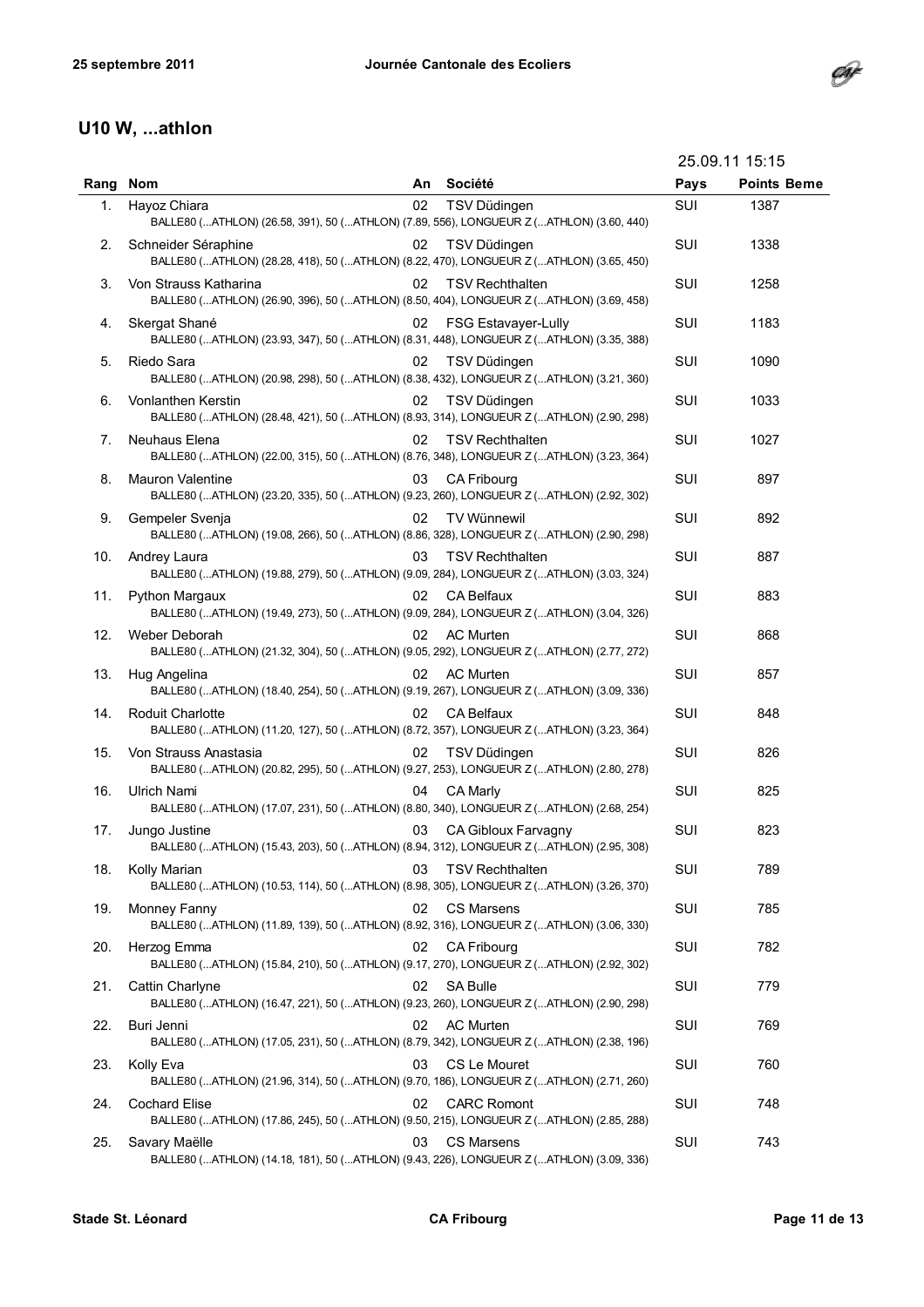## U10 W, ...athlon

25.09.11 15:15

| Rang | Nom | An | Société | Pays | Points Beme |
|---|---|---|---|---|---|
| 1. | Hayoz Chiara<br>BALLE80 (...ATHLON) (26.58, 391), 50 (...ATHLON) (7.89, 556), LONGUEUR Z (...ATHLON) (3.60, 440) | 02 | TSV Düdingen | SUI | 1387 |
| 2. | Schneider Séraphine<br>BALLE80 (...ATHLON) (28.28, 418), 50 (...ATHLON) (8.22, 470), LONGUEUR Z (...ATHLON) (3.65, 450) | 02 | TSV Düdingen | SUI | 1338 |
| 3. | Von Strauss Katharina<br>BALLE80 (...ATHLON) (26.90, 396), 50 (...ATHLON) (8.50, 404), LONGUEUR Z (...ATHLON) (3.69, 458) | 02 | TSV Rechthalten | SUI | 1258 |
| 4. | Skergat Shané<br>BALLE80 (...ATHLON) (23.93, 347), 50 (...ATHLON) (8.31, 448), LONGUEUR Z (...ATHLON) (3.35, 388) | 02 | FSG Estavayer-Lully | SUI | 1183 |
| 5. | Riedo Sara<br>BALLE80 (...ATHLON) (20.98, 298), 50 (...ATHLON) (8.38, 432), LONGUEUR Z (...ATHLON) (3.21, 360) | 02 | TSV Düdingen | SUI | 1090 |
| 6. | Vonlanthen Kerstin<br>BALLE80 (...ATHLON) (28.48, 421), 50 (...ATHLON) (8.93, 314), LONGUEUR Z (...ATHLON) (2.90, 298) | 02 | TSV Düdingen | SUI | 1033 |
| 7. | Neuhaus Elena<br>BALLE80 (...ATHLON) (22.00, 315), 50 (...ATHLON) (8.76, 348), LONGUEUR Z (...ATHLON) (3.23, 364) | 02 | TSV Rechthalten | SUI | 1027 |
| 8. | Mauron Valentine<br>BALLE80 (...ATHLON) (23.20, 335), 50 (...ATHLON) (9.23, 260), LONGUEUR Z (...ATHLON) (2.92, 302) | 03 | CA Fribourg | SUI | 897 |
| 9. | Gempeler Svenja<br>BALLE80 (...ATHLON) (19.08, 266), 50 (...ATHLON) (8.86, 328), LONGUEUR Z (...ATHLON) (2.90, 298) | 02 | TV Wünnewil | SUI | 892 |
| 10. | Andrey Laura<br>BALLE80 (...ATHLON) (19.88, 279), 50 (...ATHLON) (9.09, 284), LONGUEUR Z (...ATHLON) (3.03, 324) | 03 | TSV Rechthalten | SUI | 887 |
| 11. | Python Margaux<br>BALLE80 (...ATHLON) (19.49, 273), 50 (...ATHLON) (9.09, 284), LONGUEUR Z (...ATHLON) (3.04, 326) | 02 | CA Belfaux | SUI | 883 |
| 12. | Weber Deborah<br>BALLE80 (...ATHLON) (21.32, 304), 50 (...ATHLON) (9.05, 292), LONGUEUR Z (...ATHLON) (2.77, 272) | 02 | AC Murten | SUI | 868 |
| 13. | Hug Angelina<br>BALLE80 (...ATHLON) (18.40, 254), 50 (...ATHLON) (9.19, 267), LONGUEUR Z (...ATHLON) (3.09, 336) | 02 | AC Murten | SUI | 857 |
| 14. | Roduit Charlotte<br>BALLE80 (...ATHLON) (11.20, 127), 50 (...ATHLON) (8.72, 357), LONGUEUR Z (...ATHLON) (3.23, 364) | 02 | CA Belfaux | SUI | 848 |
| 15. | Von Strauss Anastasia<br>BALLE80 (...ATHLON) (20.82, 295), 50 (...ATHLON) (9.27, 253), LONGUEUR Z (...ATHLON) (2.80, 278) | 02 | TSV Düdingen | SUI | 826 |
| 16. | Ulrich Nami<br>BALLE80 (...ATHLON) (17.07, 231), 50 (...ATHLON) (8.80, 340), LONGUEUR Z (...ATHLON) (2.68, 254) | 04 | CA Marly | SUI | 825 |
| 17. | Jungo Justine<br>BALLE80 (...ATHLON) (15.43, 203), 50 (...ATHLON) (8.94, 312), LONGUEUR Z (...ATHLON) (2.95, 308) | 03 | CA Gibloux Farvagny | SUI | 823 |
| 18. | Kolly Marian<br>BALLE80 (...ATHLON) (10.53, 114), 50 (...ATHLON) (8.98, 305), LONGUEUR Z (...ATHLON) (3.26, 370) | 03 | TSV Rechthalten | SUI | 789 |
| 19. | Monney Fanny<br>BALLE80 (...ATHLON) (11.89, 139), 50 (...ATHLON) (8.92, 316), LONGUEUR Z (...ATHLON) (3.06, 330) | 02 | CS Marsens | SUI | 785 |
| 20. | Herzog Emma<br>BALLE80 (...ATHLON) (15.84, 210), 50 (...ATHLON) (9.17, 270), LONGUEUR Z (...ATHLON) (2.92, 302) | 02 | CA Fribourg | SUI | 782 |
| 21. | Cattin Charlyne<br>BALLE80 (...ATHLON) (16.47, 221), 50 (...ATHLON) (9.23, 260), LONGUEUR Z (...ATHLON) (2.90, 298) | 02 | SA Bulle | SUI | 779 |
| 22. | Buri Jenni<br>BALLE80 (...ATHLON) (17.05, 231), 50 (...ATHLON) (8.79, 342), LONGUEUR Z (...ATHLON) (2.38, 196) | 02 | AC Murten | SUI | 769 |
| 23. | Kolly Eva<br>BALLE80 (...ATHLON) (21.96, 314), 50 (...ATHLON) (9.70, 186), LONGUEUR Z (...ATHLON) (2.71, 260) | 03 | CS Le Mouret | SUI | 760 |
| 24. | Cochard Elise<br>BALLE80 (...ATHLON) (17.86, 245), 50 (...ATHLON) (9.50, 215), LONGUEUR Z (...ATHLON) (2.85, 288) | 02 | CARC Romont | SUI | 748 |
| 25. | Savary Maëlle<br>BALLE80 (...ATHLON) (14.18, 181), 50 (...ATHLON) (9.43, 226), LONGUEUR Z (...ATHLON) (3.09, 336) | 03 | CS Marsens | SUI | 743 |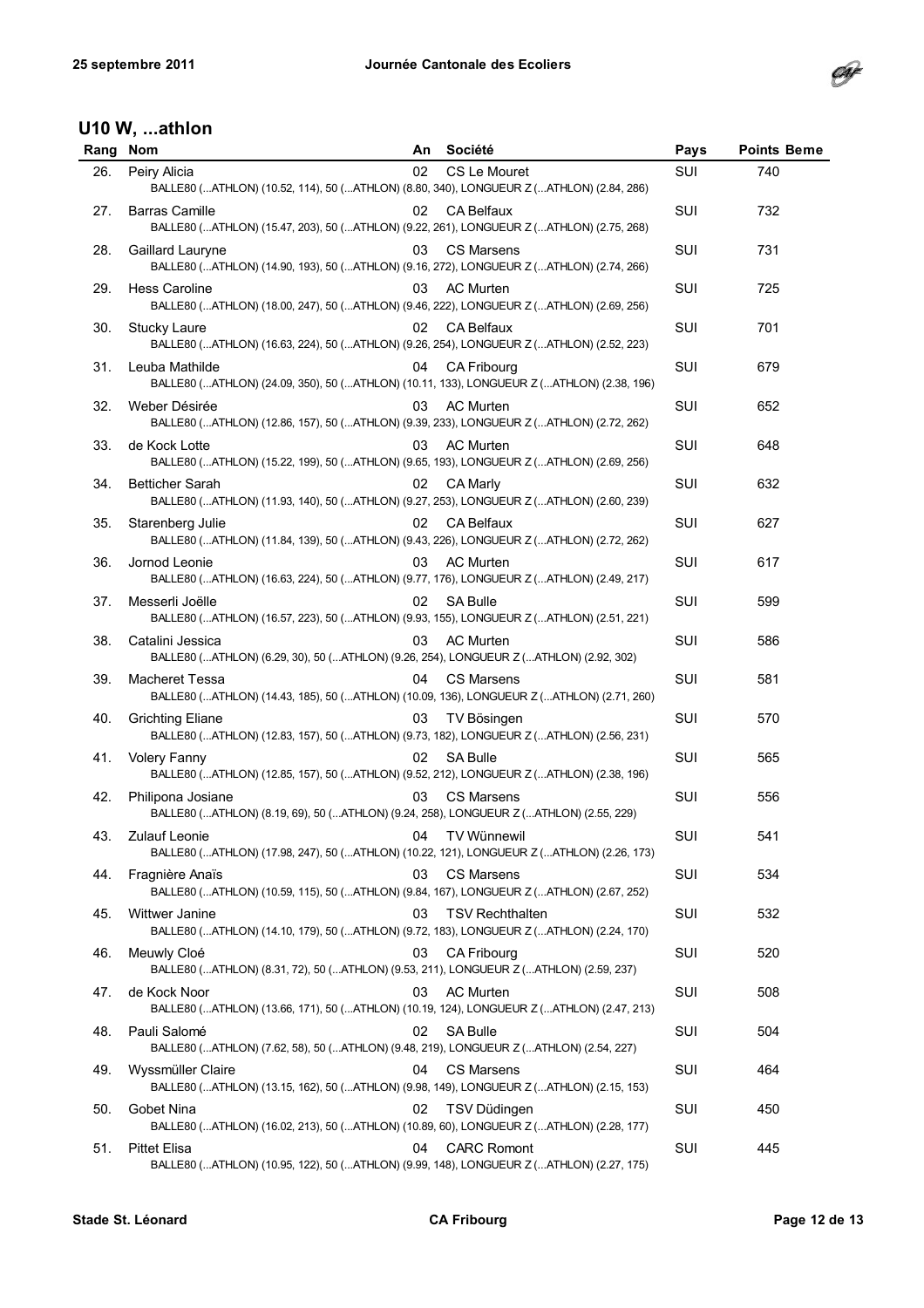## U10 W, ...athlon

| Rang | Nom | An | Société | Pays | Points Beme |
|---|---|---|---|---|---|
| 26. | Peiry Alicia<br>BALLE80 (...ATHLON) (10.52, 114), 50 (...ATHLON) (8.80, 340), LONGUEUR Z (...ATHLON) (2.84, 286) | 02 | CS Le Mouret | SUI | 740 |
| 27. | Barras Camille<br>BALLE80 (...ATHLON) (15.47, 203), 50 (...ATHLON) (9.22, 261), LONGUEUR Z (...ATHLON) (2.75, 268) | 02 | CA Belfaux | SUI | 732 |
| 28. | Gaillard Lauryne<br>BALLE80 (...ATHLON) (14.90, 193), 50 (...ATHLON) (9.16, 272), LONGUEUR Z (...ATHLON) (2.74, 266) | 03 | CS Marsens | SUI | 731 |
| 29. | Hess Caroline<br>BALLE80 (...ATHLON) (18.00, 247), 50 (...ATHLON) (9.46, 222), LONGUEUR Z (...ATHLON) (2.69, 256) | 03 | AC Murten | SUI | 725 |
| 30. | Stucky Laure<br>BALLE80 (...ATHLON) (16.63, 224), 50 (...ATHLON) (9.26, 254), LONGUEUR Z (...ATHLON) (2.52, 223) | 02 | CA Belfaux | SUI | 701 |
| 31. | Leuba Mathilde<br>BALLE80 (...ATHLON) (24.09, 350), 50 (...ATHLON) (10.11, 133), LONGUEUR Z (...ATHLON) (2.38, 196) | 04 | CA Fribourg | SUI | 679 |
| 32. | Weber Désirée<br>BALLE80 (...ATHLON) (12.86, 157), 50 (...ATHLON) (9.39, 233), LONGUEUR Z (...ATHLON) (2.72, 262) | 03 | AC Murten | SUI | 652 |
| 33. | de Kock Lotte<br>BALLE80 (...ATHLON) (15.22, 199), 50 (...ATHLON) (9.65, 193), LONGUEUR Z (...ATHLON) (2.69, 256) | 03 | AC Murten | SUI | 648 |
| 34. | Betticher Sarah<br>BALLE80 (...ATHLON) (11.93, 140), 50 (...ATHLON) (9.27, 253), LONGUEUR Z (...ATHLON) (2.60, 239) | 02 | CA Marly | SUI | 632 |
| 35. | Starenberg Julie<br>BALLE80 (...ATHLON) (11.84, 139), 50 (...ATHLON) (9.43, 226), LONGUEUR Z (...ATHLON) (2.72, 262) | 02 | CA Belfaux | SUI | 627 |
| 36. | Jornod Leonie<br>BALLE80 (...ATHLON) (16.63, 224), 50 (...ATHLON) (9.77, 176), LONGUEUR Z (...ATHLON) (2.49, 217) | 03 | AC Murten | SUI | 617 |
| 37. | Messerli Joëlle<br>BALLE80 (...ATHLON) (16.57, 223), 50 (...ATHLON) (9.93, 155), LONGUEUR Z (...ATHLON) (2.51, 221) | 02 | SA Bulle | SUI | 599 |
| 38. | Catalini Jessica<br>BALLE80 (...ATHLON) (6.29, 30), 50 (...ATHLON) (9.26, 254), LONGUEUR Z (...ATHLON) (2.92, 302) | 03 | AC Murten | SUI | 586 |
| 39. | Macheret Tessa<br>BALLE80 (...ATHLON) (14.43, 185), 50 (...ATHLON) (10.09, 136), LONGUEUR Z (...ATHLON) (2.71, 260) | 04 | CS Marsens | SUI | 581 |
| 40. | Grichting Eliane<br>BALLE80 (...ATHLON) (12.83, 157), 50 (...ATHLON) (9.73, 182), LONGUEUR Z (...ATHLON) (2.56, 231) | 03 | TV Bösingen | SUI | 570 |
| 41. | Volery Fanny<br>BALLE80 (...ATHLON) (12.85, 157), 50 (...ATHLON) (9.52, 212), LONGUEUR Z (...ATHLON) (2.38, 196) | 02 | SA Bulle | SUI | 565 |
| 42. | Philipona Josiane<br>BALLE80 (...ATHLON) (8.19, 69), 50 (...ATHLON) (9.24, 258), LONGUEUR Z (...ATHLON) (2.55, 229) | 03 | CS Marsens | SUI | 556 |
| 43. | Zulauf Leonie<br>BALLE80 (...ATHLON) (17.98, 247), 50 (...ATHLON) (10.22, 121), LONGUEUR Z (...ATHLON) (2.26, 173) | 04 | TV Wünnewil | SUI | 541 |
| 44. | Fragnière Anaïs<br>BALLE80 (...ATHLON) (10.59, 115), 50 (...ATHLON) (9.84, 167), LONGUEUR Z (...ATHLON) (2.67, 252) | 03 | CS Marsens | SUI | 534 |
| 45. | Wittwer Janine<br>BALLE80 (...ATHLON) (14.10, 179), 50 (...ATHLON) (9.72, 183), LONGUEUR Z (...ATHLON) (2.24, 170) | 03 | TSV Rechthalten | SUI | 532 |
| 46. | Meuwly Cloé<br>BALLE80 (...ATHLON) (8.31, 72), 50 (...ATHLON) (9.53, 211), LONGUEUR Z (...ATHLON) (2.59, 237) | 03 | CA Fribourg | SUI | 520 |
| 47. | de Kock Noor<br>BALLE80 (...ATHLON) (13.66, 171), 50 (...ATHLON) (10.19, 124), LONGUEUR Z (...ATHLON) (2.47, 213) | 03 | AC Murten | SUI | 508 |
| 48. | Pauli Salomé<br>BALLE80 (...ATHLON) (7.62, 58), 50 (...ATHLON) (9.48, 219), LONGUEUR Z (...ATHLON) (2.54, 227) | 02 | SA Bulle | SUI | 504 |
| 49. | Wyssmüller Claire<br>BALLE80 (...ATHLON) (13.15, 162), 50 (...ATHLON) (9.98, 149), LONGUEUR Z (...ATHLON) (2.15, 153) | 04 | CS Marsens | SUI | 464 |
| 50. | Gobet Nina<br>BALLE80 (...ATHLON) (16.02, 213), 50 (...ATHLON) (10.89, 60), LONGUEUR Z (...ATHLON) (2.28, 177) | 02 | TSV Düdingen | SUI | 450 |
| 51. | Pittet Elisa<br>BALLE80 (...ATHLON) (10.95, 122), 50 (...ATHLON) (9.99, 148), LONGUEUR Z (...ATHLON) (2.27, 175) | 04 | CARC Romont | SUI | 445 |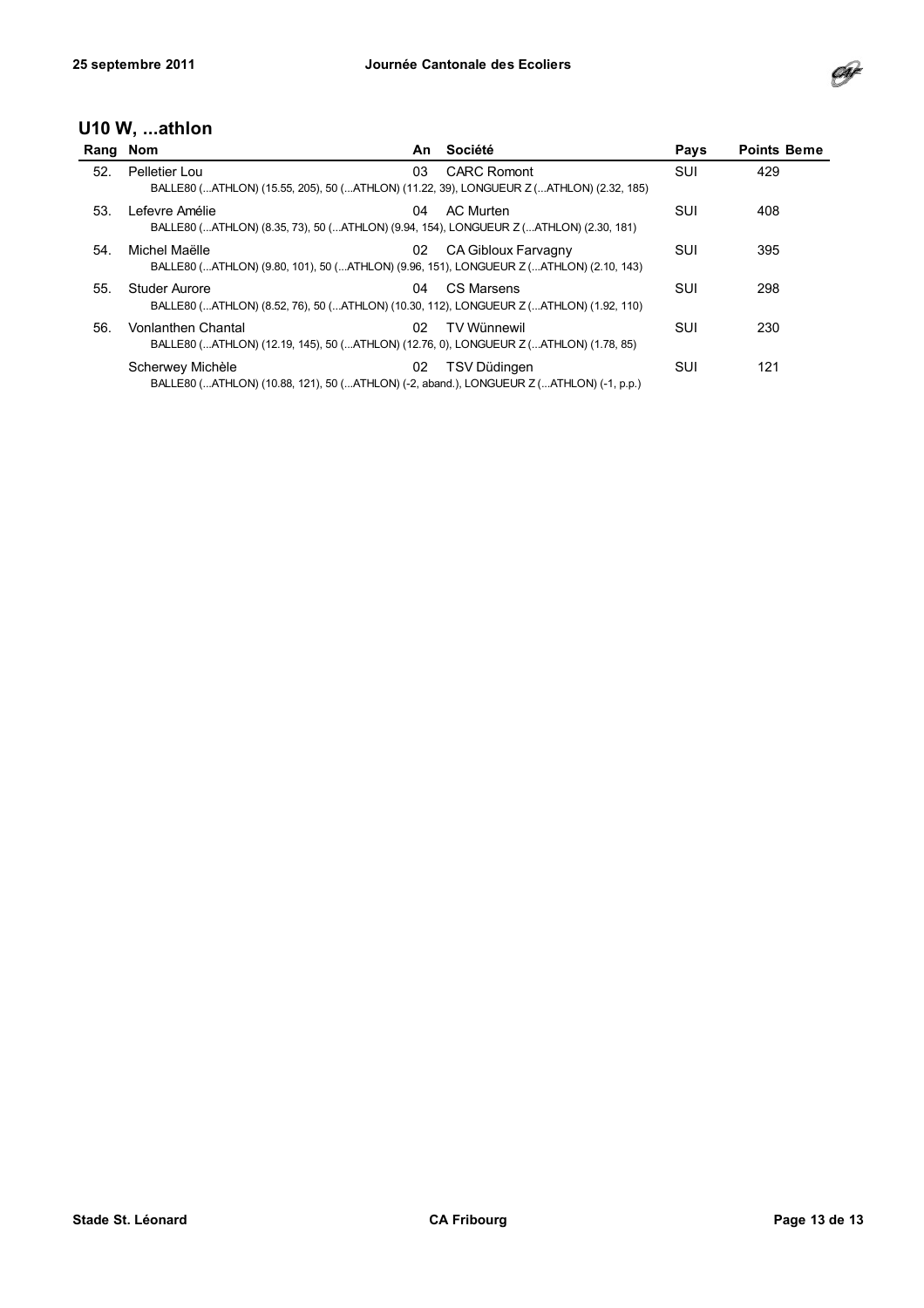## U10 W, ...athlon

| Rang | Nom | An | Société | Pays | Points Beme |
|---|---|---|---|---|---|
| 52. | Pelletier Lou<br>BALLE80 (...ATHLON) (15.55, 205), 50 (...ATHLON) (11.22, 39), LONGUEUR Z (...ATHLON) (2.32, 185) | 03 | CARC Romont | SUI | 429 |
| 53. | Lefevre Amélie<br>BALLE80 (...ATHLON) (8.35, 73), 50 (...ATHLON) (9.94, 154), LONGUEUR Z (...ATHLON) (2.30, 181) | 04 | AC Murten | SUI | 408 |
| 54. | Michel Maëlle<br>BALLE80 (...ATHLON) (9.80, 101), 50 (...ATHLON) (9.96, 151), LONGUEUR Z (...ATHLON) (2.10, 143) | 02 | CA Gibloux Farvagny | SUI | 395 |
| 55. | Studer Aurore<br>BALLE80 (...ATHLON) (8.52, 76), 50 (...ATHLON) (10.30, 112), LONGUEUR Z (...ATHLON) (1.92, 110) | 04 | CS Marsens | SUI | 298 |
| 56. | Vonlanthen Chantal<br>BALLE80 (...ATHLON) (12.19, 145), 50 (...ATHLON) (12.76, 0), LONGUEUR Z (...ATHLON) (1.78, 85) | 02 | TV Wünnewil | SUI | 230 |
| | Scherwey Michèle<br>BALLE80 (...ATHLON) (10.88, 121), 50 (...ATHLON) (-2, aband.), LONGUEUR Z (...ATHLON) (-1, p.p.) | 02 | TSV Düdingen | SUI | 121 |